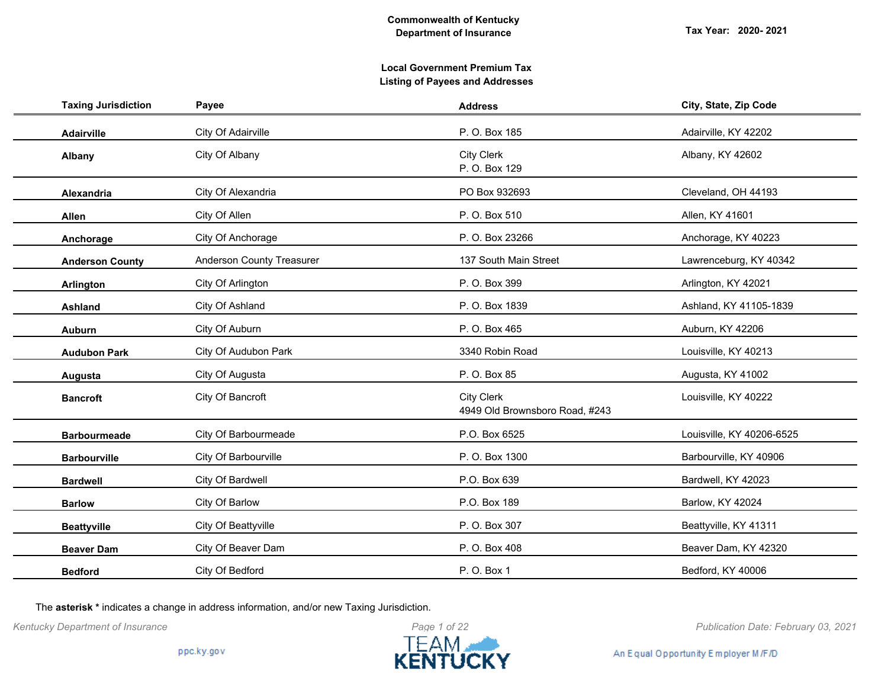**Commonwealth of Kentucky**
**Department of Insurance**

**Tax Year: 2020- 2021**

**Local Government Premium Tax**
**Listing of Payees and Addresses**

| Taxing Jurisdiction | Payee | Address | City, State, Zip Code |
|---|---|---|---|
| **Adairville** | City Of Adairville | P. O. Box 185 | Adairville, KY 42202 |
| **Albany** | City Of Albany | City Clerk<br>P. O. Box 129 | Albany, KY 42602 |
| **Alexandria** | City Of Alexandria | PO Box 932693 | Cleveland, OH 44193 |
| **Allen** | City Of Allen | P. O. Box 510 | Allen, KY 41601 |
| **Anchorage** | City Of Anchorage | P. O. Box 23266 | Anchorage, KY 40223 |
| **Anderson County** | Anderson County Treasurer | 137 South Main Street | Lawrenceburg, KY 40342 |
| **Arlington** | City Of Arlington | P. O. Box 399 | Arlington, KY 42021 |
| **Ashland** | City Of Ashland | P. O. Box 1839 | Ashland, KY 41105-1839 |
| **Auburn** | City Of Auburn | P. O. Box 465 | Auburn, KY 42206 |
| **Audubon Park** | City Of Audubon Park | 3340 Robin Road | Louisville, KY 40213 |
| **Augusta** | City Of Augusta | P. O. Box 85 | Augusta, KY 41002 |
| **Bancroft** | City Of Bancroft | City Clerk<br>4949 Old Brownsboro Road, #243 | Louisville, KY 40222 |
| **Barbourmeade** | City Of Barbourmeade | P.O. Box 6525 | Louisville, KY 40206-6525 |
| **Barbourville** | City Of Barbourville | P. O. Box 1300 | Barbourville, KY 40906 |
| **Bardwell** | City Of Bardwell | P.O. Box 639 | Bardwell, KY 42023 |
| **Barlow** | City Of Barlow | P.O. Box 189 | Barlow, KY 42024 |
| **Beattyville** | City Of Beattyville | P. O. Box 307 | Beattyville, KY 41311 |
| **Beaver Dam** | City Of Beaver Dam | P. O. Box 408 | Beaver Dam, KY 42320 |
| **Bedford** | City Of Bedford | P. O. Box 1 | Bedford, KY 40006 |

The **asterisk *** indicates a change in address information, and/or new Taxing Jurisdiction.

*Kentucky Department of Insurance* *Publication Date: February 03, 2021*

ppc.ky.gov

TEAM KENTUCKY

An Equal Opportunity Employer M/F/D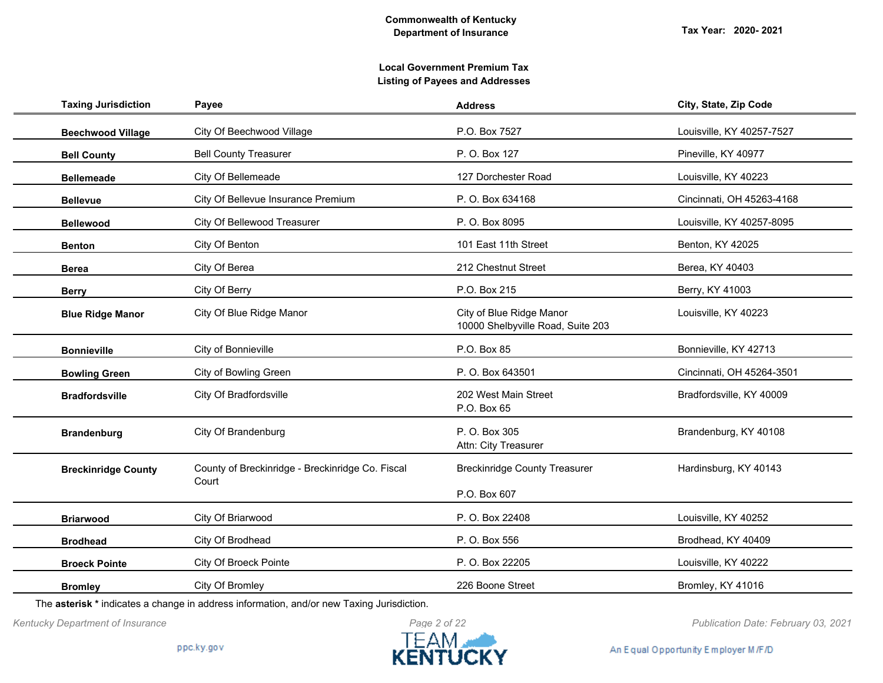**Commonwealth of Kentucky**
**Department of Insurance**

**Tax Year: 2020- 2021**

**Local Government Premium Tax**
**Listing of Payees and Addresses**

| Taxing Jurisdiction | Payee | Address | City, State, Zip Code |
|---|---|---|---|
| **Beechwood Village** | City Of Beechwood Village | P.O. Box 7527 | Louisville, KY 40257-7527 |
| **Bell County** | Bell County Treasurer | P. O. Box 127 | Pineville, KY 40977 |
| **Bellemeade** | City Of Bellemeade | 127 Dorchester Road | Louisville, KY 40223 |
| **Bellevue** | City Of Bellevue Insurance Premium | P. O. Box 634168 | Cincinnati, OH 45263-4168 |
| **Bellewood** | City Of Bellewood Treasurer | P. O. Box 8095 | Louisville, KY 40257-8095 |
| **Benton** | City Of Benton | 101 East 11th Street | Benton, KY 42025 |
| **Berea** | City Of Berea | 212 Chestnut Street | Berea, KY 40403 |
| **Berry** | City Of Berry | P.O. Box 215 | Berry, KY 41003 |
| **Blue Ridge Manor** | City Of Blue Ridge Manor | City of Blue Ridge Manor<br>10000 Shelbyville Road, Suite 203 | Louisville, KY 40223 |
| **Bonnieville** | City of Bonnieville | P.O. Box 85 | Bonnieville, KY 42713 |
| **Bowling Green** | City of Bowling Green | P. O. Box 643501 | Cincinnati, OH 45264-3501 |
| **Bradfordsville** | City Of Bradfordsville | 202 West Main Street<br>P.O. Box 65 | Bradfordsville, KY 40009 |
| **Brandenburg** | City Of Brandenburg | P. O. Box 305<br>Attn: City Treasurer | Brandenburg, KY 40108 |
| **Breckinridge County** | County of Breckinridge - Breckinridge Co. Fiscal Court | Breckinridge County Treasurer<br>P.O. Box 607 | Hardinsburg, KY 40143 |
| **Briarwood** | City Of Briarwood | P. O. Box 22408 | Louisville, KY 40252 |
| **Brodhead** | City Of Brodhead | P. O. Box 556 | Brodhead, KY 40409 |
| **Broeck Pointe** | City Of Broeck Pointe | P. O. Box 22205 | Louisville, KY 40222 |
| **Bromley** | City Of Bromley | 226 Boone Street | Bromley, KY 41016 |

The **asterisk *** indicates a change in address information, and/or new Taxing Jurisdiction.

*Publication Date: February 03, 2021*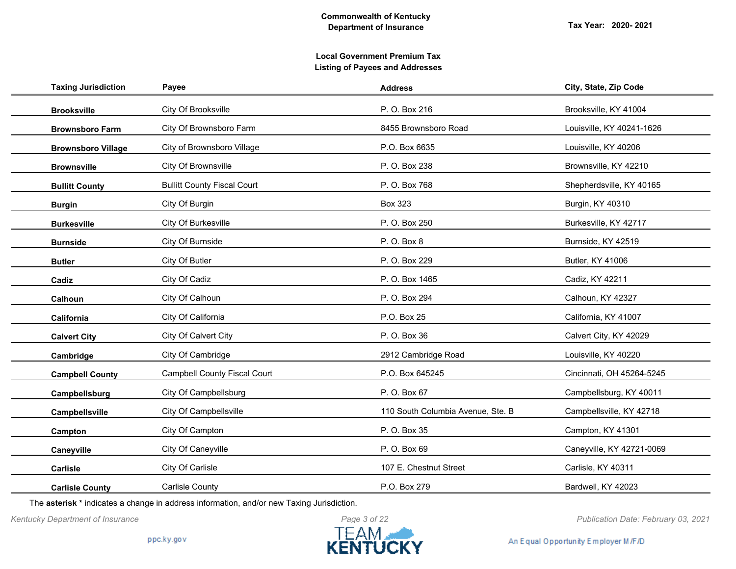**Commonwealth of Kentucky**
**Department of Insurance**

**Tax Year: 2020- 2021**

**Local Government Premium Tax**
**Listing of Payees and Addresses**

| Taxing Jurisdiction | Payee | Address | City, State, Zip Code |
|---|---|---|---|
| **Brooksville** | City Of Brooksville | P. O. Box 216 | Brooksville, KY 41004 |
| **Brownsboro Farm** | City Of Brownsboro Farm | 8455 Brownsboro Road | Louisville, KY 40241-1626 |
| **Brownsboro Village** | City of Brownsboro Village | P.O. Box 6635 | Louisville, KY 40206 |
| **Brownsville** | City Of Brownsville | P. O. Box 238 | Brownsville, KY 42210 |
| **Bullitt County** | Bullitt County Fiscal Court | P. O. Box 768 | Shepherdsville, KY 40165 |
| **Burgin** | City Of Burgin | Box 323 | Burgin, KY 40310 |
| **Burkesville** | City Of Burkesville | P. O. Box 250 | Burkesville, KY 42717 |
| **Burnside** | City Of Burnside | P. O. Box 8 | Burnside, KY 42519 |
| **Butler** | City Of Butler | P. O. Box 229 | Butler, KY 41006 |
| **Cadiz** | City Of Cadiz | P. O. Box 1465 | Cadiz, KY 42211 |
| **Calhoun** | City Of Calhoun | P. O. Box 294 | Calhoun, KY 42327 |
| **California** | City Of California | P.O. Box 25 | California, KY 41007 |
| **Calvert City** | City Of Calvert City | P. O. Box 36 | Calvert City, KY 42029 |
| **Cambridge** | City Of Cambridge | 2912 Cambridge Road | Louisville, KY 40220 |
| **Campbell County** | Campbell County Fiscal Court | P.O. Box 645245 | Cincinnati, OH 45264-5245 |
| **Campbellsburg** | City Of Campbellsburg | P. O. Box 67 | Campbellsburg, KY 40011 |
| **Campbellsville** | City Of Campbellsville | 110 South Columbia Avenue, Ste. B | Campbellsville, KY 42718 |
| **Campton** | City Of Campton | P. O. Box 35 | Campton, KY 41301 |
| **Caneyville** | City Of Caneyville | P. O. Box 69 | Caneyville, KY 42721-0069 |
| **Carlisle** | City Of Carlisle | 107 E. Chestnut Street | Carlisle, KY 40311 |
| **Carlisle County** | Carlisle County | P.O. Box 279 | Bardwell, KY 42023 |

The **asterisk *** indicates a change in address information, and/or new Taxing Jurisdiction.

*Kentucky Department of Insurance* — *Publication Date: February 03, 2021*

ppc.ky.gov — An Equal Opportunity Employer M/F/D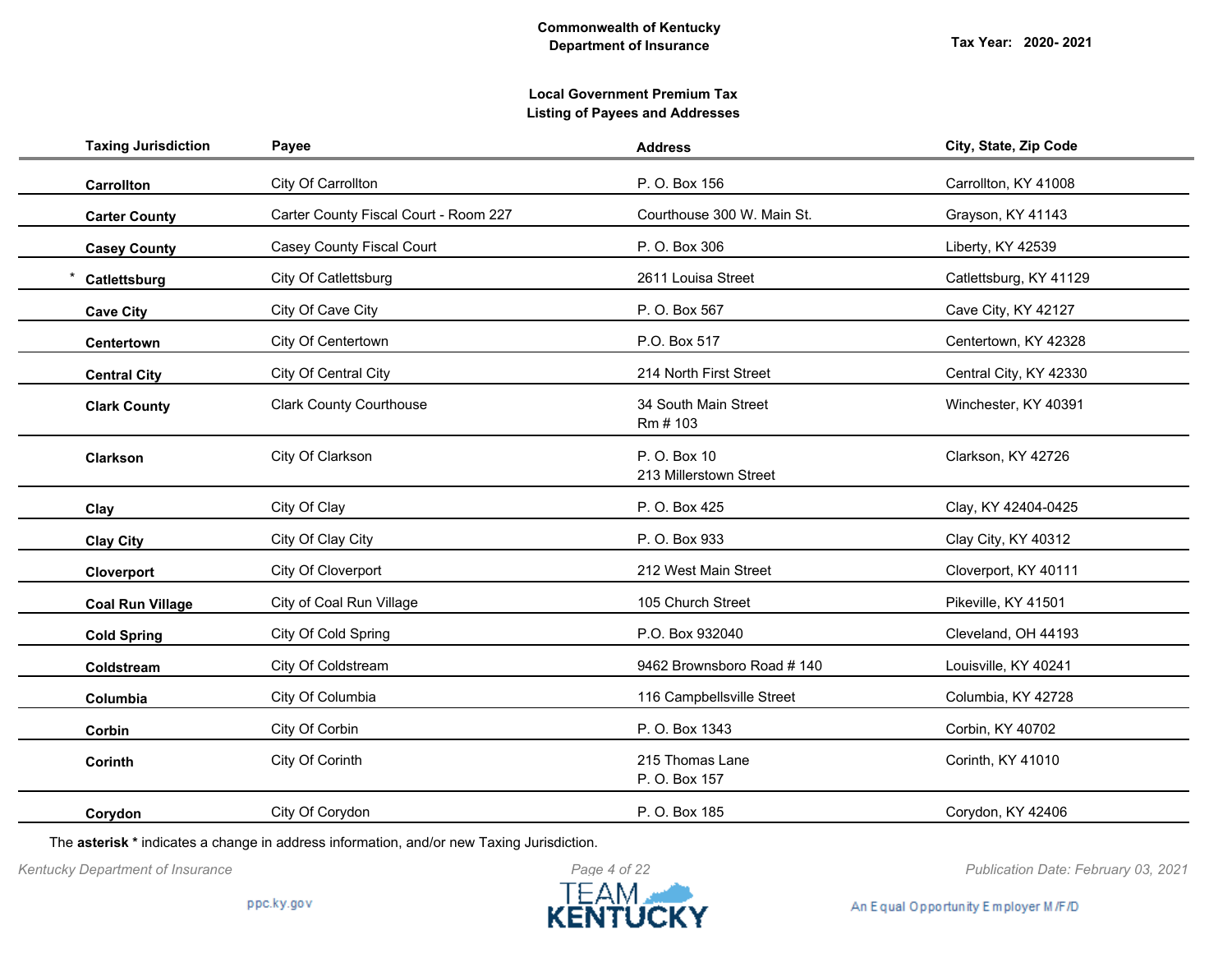Commonwealth of Kentucky
Department of Insurance

Tax Year: 2020- 2021

**Local Government Premium Tax**
**Listing of Payees and Addresses**

| Taxing Jurisdiction | Payee | Address | City, State, Zip Code |
|---|---|---|---|
| **Carrollton** | City Of Carrollton | P. O. Box 156 | Carrollton, KY 41008 |
| **Carter County** | Carter County Fiscal Court - Room 227 | Courthouse 300 W. Main St. | Grayson, KY 41143 |
| **Casey County** | Casey County Fiscal Court | P. O. Box 306 | Liberty, KY 42539 |
| * **Catlettsburg** | City Of Catlettsburg | 2611 Louisa Street | Catlettsburg, KY 41129 |
| **Cave City** | City Of Cave City | P. O. Box 567 | Cave City, KY 42127 |
| **Centertown** | City Of Centertown | P.O. Box 517 | Centertown, KY 42328 |
| **Central City** | City Of Central City | 214 North First Street | Central City, KY 42330 |
| **Clark County** | Clark County Courthouse | 34 South Main Street Rm # 103 | Winchester, KY 40391 |
| **Clarkson** | City Of Clarkson | P. O. Box 10 213 Millerstown Street | Clarkson, KY 42726 |
| **Clay** | City Of Clay | P. O. Box 425 | Clay, KY 42404-0425 |
| **Clay City** | City Of Clay City | P. O. Box 933 | Clay City, KY 40312 |
| **Cloverport** | City Of Cloverport | 212 West Main Street | Cloverport, KY 40111 |
| **Coal Run Village** | City of Coal Run Village | 105 Church Street | Pikeville, KY 41501 |
| **Cold Spring** | City Of Cold Spring | P.O. Box 932040 | Cleveland, OH 44193 |
| **Coldstream** | City Of Coldstream | 9462 Brownsboro Road # 140 | Louisville, KY 40241 |
| **Columbia** | City Of Columbia | 116 Campbellsville Street | Columbia, KY 42728 |
| **Corbin** | City Of Corbin | P. O. Box 1343 | Corbin, KY 40702 |
| **Corinth** | City Of Corinth | 215 Thomas Lane P. O. Box 157 | Corinth, KY 41010 |
| **Corydon** | City Of Corydon | P. O. Box 185 | Corydon, KY 42406 |

The **asterisk *** indicates a change in address information, and/or new Taxing Jurisdiction.

*Kentucky Department of Insurance* *Publication Date: February 03, 2021*

ppc.ky.gov

An Equal Opportunity Employer M/F/D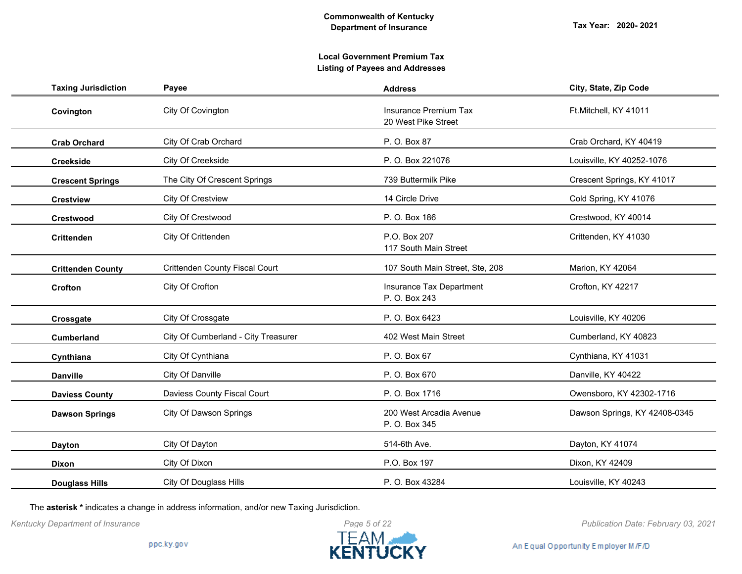**Commonwealth of Kentucky**
**Department of Insurance**

**Tax Year: 2020- 2021**

**Local Government Premium Tax**
**Listing of Payees and Addresses**

| Taxing Jurisdiction | Payee | Address | City, State, Zip Code |
|---|---|---|---|
| **Covington** | City Of Covington | Insurance Premium Tax<br>20 West Pike Street | Ft.Mitchell, KY 41011 |
| **Crab Orchard** | City Of Crab Orchard | P. O. Box 87 | Crab Orchard, KY 40419 |
| **Creekside** | City Of Creekside | P. O. Box 221076 | Louisville, KY 40252-1076 |
| **Crescent Springs** | The City Of Crescent Springs | 739 Buttermilk Pike | Crescent Springs, KY 41017 |
| **Crestview** | City Of Crestview | 14 Circle Drive | Cold Spring, KY 41076 |
| **Crestwood** | City Of Crestwood | P. O. Box 186 | Crestwood, KY 40014 |
| **Crittenden** | City Of Crittenden | P.O. Box 207<br>117 South Main Street | Crittenden, KY 41030 |
| **Crittenden County** | Crittenden County Fiscal Court | 107 South Main Street, Ste, 208 | Marion, KY 42064 |
| **Crofton** | City Of Crofton | Insurance Tax Department<br>P. O. Box 243 | Crofton, KY 42217 |
| **Crossgate** | City Of Crossgate | P. O. Box 6423 | Louisville, KY 40206 |
| **Cumberland** | City Of Cumberland - City Treasurer | 402 West Main Street | Cumberland, KY 40823 |
| **Cynthiana** | City Of Cynthiana | P. O. Box 67 | Cynthiana, KY 41031 |
| **Danville** | City Of Danville | P. O. Box 670 | Danville, KY 40422 |
| **Daviess County** | Daviess County Fiscal Court | P. O. Box 1716 | Owensboro, KY 42302-1716 |
| **Dawson Springs** | City Of Dawson Springs | 200 West Arcadia Avenue<br>P. O. Box 345 | Dawson Springs, KY 42408-0345 |
| **Dayton** | City Of Dayton | 514-6th Ave. | Dayton, KY 41074 |
| **Dixon** | City Of Dixon | P.O. Box 197 | Dixon, KY 42409 |
| **Douglass Hills** | City Of Douglass Hills | P. O. Box 43284 | Louisville, KY 40243 |

The **asterisk *** indicates a change in address information, and/or new Taxing Jurisdiction.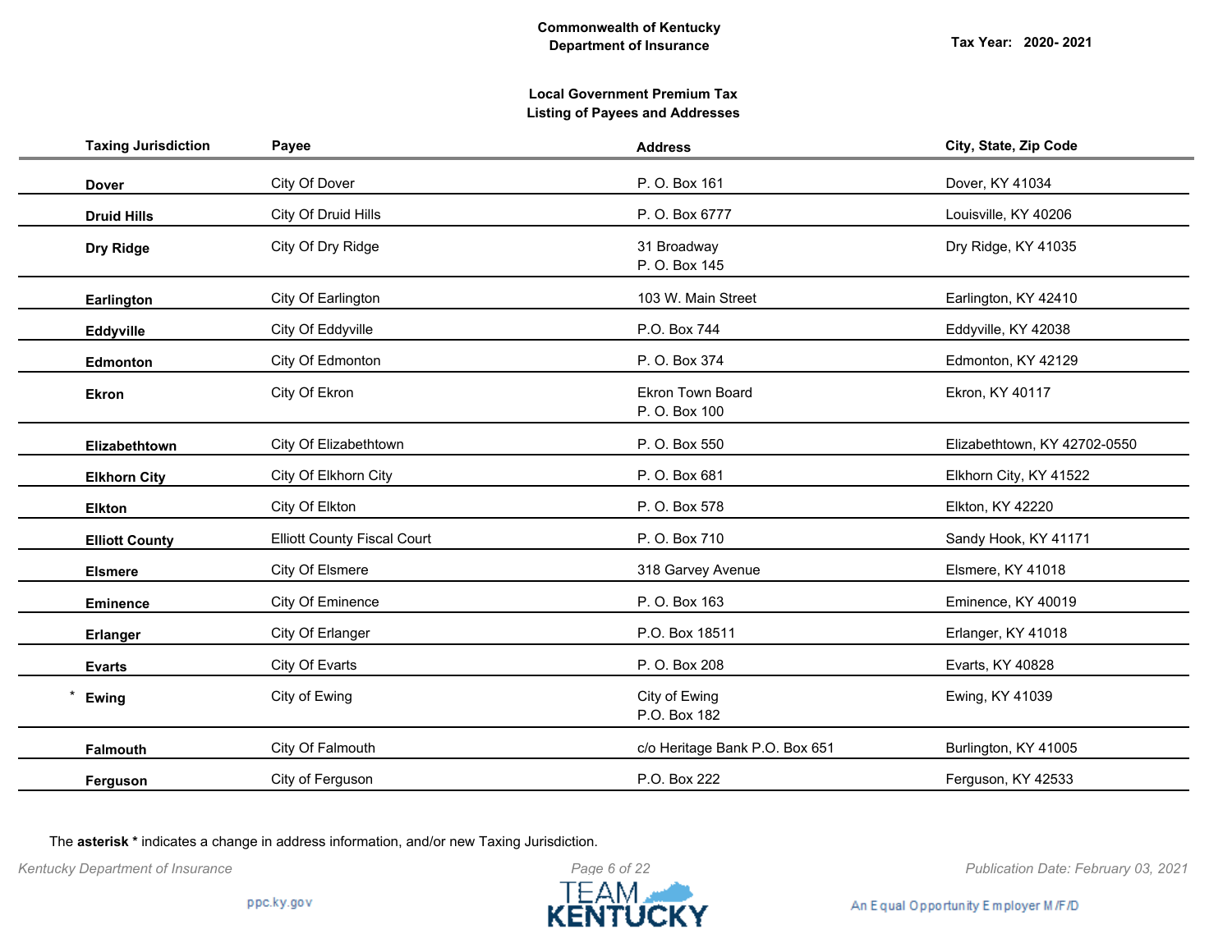**Commonwealth of Kentucky**
**Department of Insurance**

**Tax Year: 2020- 2021**

**Local Government Premium Tax**
**Listing of Payees and Addresses**

| Taxing Jurisdiction | Payee | Address | City, State, Zip Code |
|---|---|---|---|
| **Dover** | City Of Dover | P. O. Box 161 | Dover, KY 41034 |
| **Druid Hills** | City Of Druid Hills | P. O. Box 6777 | Louisville, KY 40206 |
| **Dry Ridge** | City Of Dry Ridge | 31 Broadway<br>P. O. Box 145 | Dry Ridge, KY 41035 |
| **Earlington** | City Of Earlington | 103 W. Main Street | Earlington, KY 42410 |
| **Eddyville** | City Of Eddyville | P.O. Box 744 | Eddyville, KY 42038 |
| **Edmonton** | City Of Edmonton | P. O. Box 374 | Edmonton, KY 42129 |
| **Ekron** | City Of Ekron | Ekron Town Board<br>P. O. Box 100 | Ekron, KY 40117 |
| **Elizabethtown** | City Of Elizabethtown | P. O. Box 550 | Elizabethtown, KY 42702-0550 |
| **Elkhorn City** | City Of Elkhorn City | P. O. Box 681 | Elkhorn City, KY 41522 |
| **Elkton** | City Of Elkton | P. O. Box 578 | Elkton, KY 42220 |
| **Elliott County** | Elliott County Fiscal Court | P. O. Box 710 | Sandy Hook, KY 41171 |
| **Elsmere** | City Of Elsmere | 318 Garvey Avenue | Elsmere, KY 41018 |
| **Eminence** | City Of Eminence | P. O. Box 163 | Eminence, KY 40019 |
| **Erlanger** | City Of Erlanger | P.O. Box 18511 | Erlanger, KY 41018 |
| **Evarts** | City Of Evarts | P. O. Box 208 | Evarts, KY 40828 |
| * **Ewing** | City of Ewing | City of Ewing<br>P.O. Box 182 | Ewing, KY 41039 |
| **Falmouth** | City Of Falmouth | c/o Heritage Bank P.O. Box 651 | Burlington, KY 41005 |
| **Ferguson** | City of Ferguson | P.O. Box 222 | Ferguson, KY 42533 |

The **asterisk *** indicates a change in address information, and/or new Taxing Jurisdiction.

*Kentucky Department of Insurance*

*Publication Date: February 03, 2021*

ppc.ky.gov

TEAM KENTUCKY

An Equal Opportunity Employer M/F/D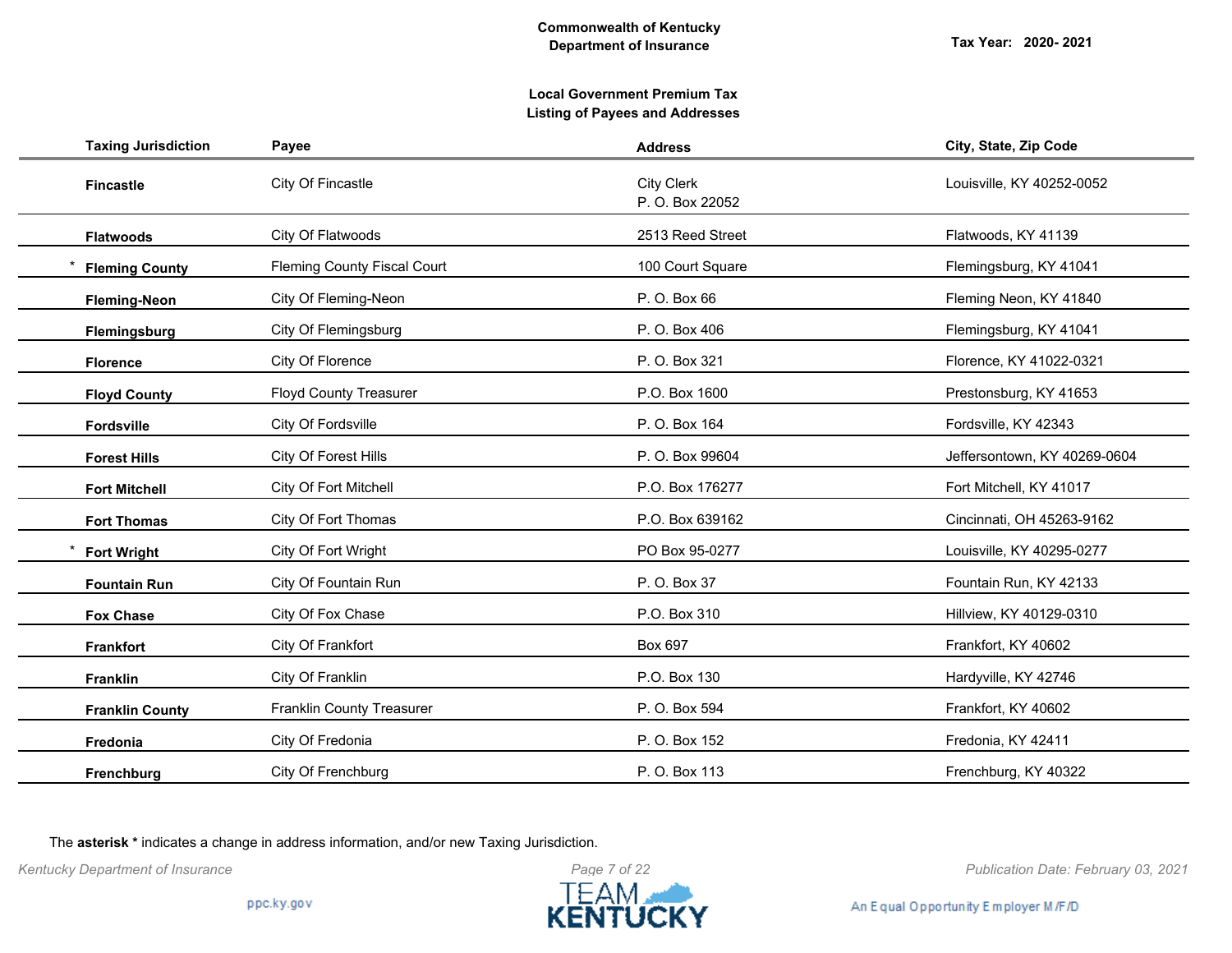**Commonwealth of Kentucky**
**Department of Insurance**

**Tax Year: 2020- 2021**

**Local Government Premium Tax**
**Listing of Payees and Addresses**

| Taxing Jurisdiction | Payee | Address | City, State, Zip Code |
|---|---|---|---|
| **Fincastle** | City Of Fincastle | City Clerk<br>P. O. Box 22052 | Louisville, KY 40252-0052 |
| **Flatwoods** | City Of Flatwoods | 2513 Reed Street | Flatwoods, KY 41139 |
| * **Fleming County** | Fleming County Fiscal Court | 100 Court Square | Flemingsburg, KY 41041 |
| **Fleming-Neon** | City Of Fleming-Neon | P. O. Box 66 | Fleming Neon, KY 41840 |
| **Flemingsburg** | City Of Flemingsburg | P. O. Box 406 | Flemingsburg, KY 41041 |
| **Florence** | City Of Florence | P. O. Box 321 | Florence, KY 41022-0321 |
| **Floyd County** | Floyd County Treasurer | P.O. Box 1600 | Prestonsburg, KY 41653 |
| **Fordsville** | City Of Fordsville | P. O. Box 164 | Fordsville, KY 42343 |
| **Forest Hills** | City Of Forest Hills | P. O. Box 99604 | Jeffersontown, KY 40269-0604 |
| **Fort Mitchell** | City Of Fort Mitchell | P.O. Box 176277 | Fort Mitchell, KY 41017 |
| **Fort Thomas** | City Of Fort Thomas | P.O. Box 639162 | Cincinnati, OH 45263-9162 |
| * **Fort Wright** | City Of Fort Wright | PO Box 95-0277 | Louisville, KY 40295-0277 |
| **Fountain Run** | City Of Fountain Run | P. O. Box 37 | Fountain Run, KY 42133 |
| **Fox Chase** | City Of Fox Chase | P.O. Box 310 | Hillview, KY 40129-0310 |
| **Frankfort** | City Of Frankfort | Box 697 | Frankfort, KY 40602 |
| **Franklin** | City Of Franklin | P.O. Box 130 | Hardyville, KY 42746 |
| **Franklin County** | Franklin County Treasurer | P. O. Box 594 | Frankfort, KY 40602 |
| **Fredonia** | City Of Fredonia | P. O. Box 152 | Fredonia, KY 42411 |
| **Frenchburg** | City Of Frenchburg | P. O. Box 113 | Frenchburg, KY 40322 |

The **asterisk *** indicates a change in address information, and/or new Taxing Jurisdiction.

*Kentucky Department of Insurance*

*Publication Date: February 03, 2021*

ppc.ky.gov

TEAM KENTUCKY

An Equal Opportunity Employer M/F/D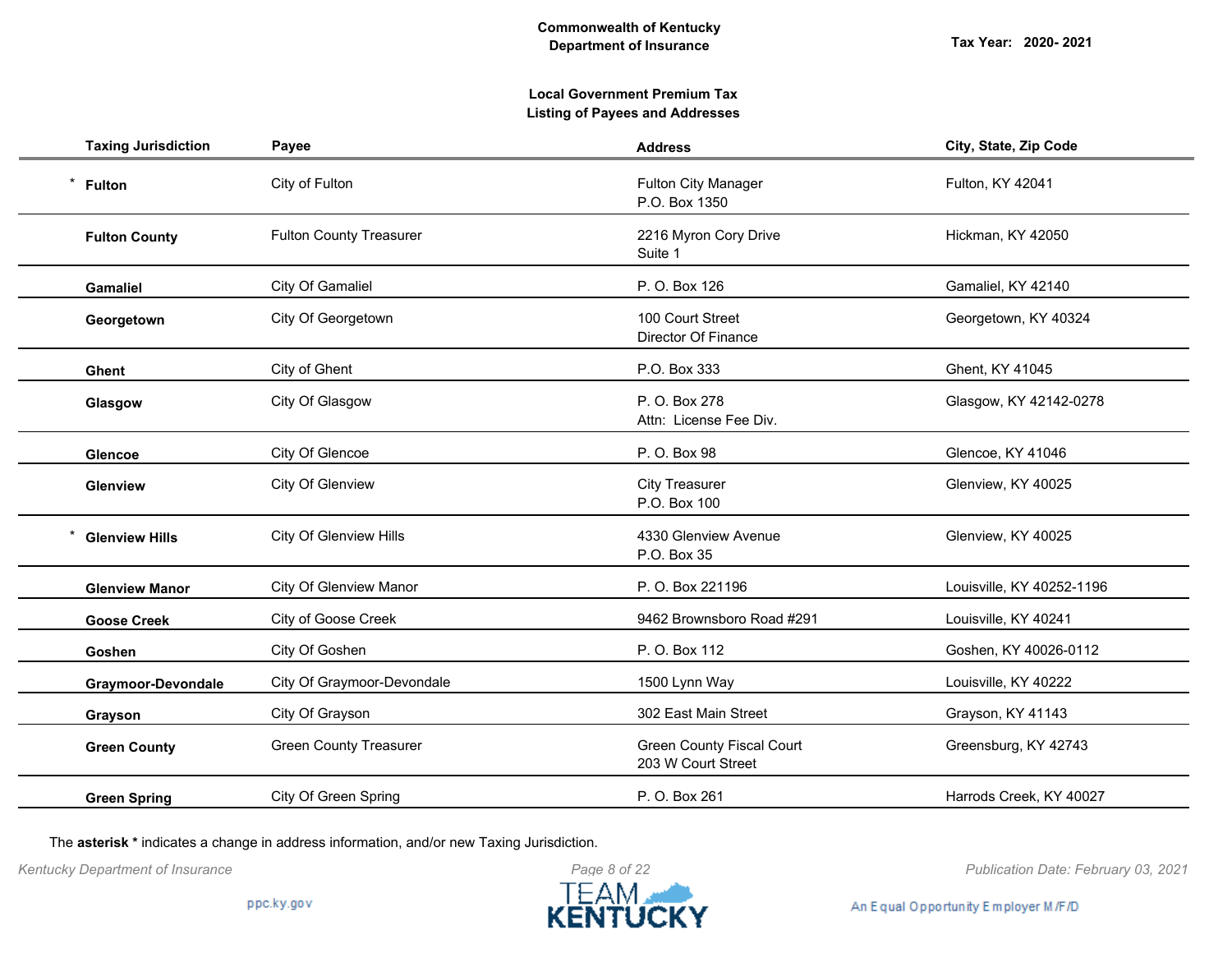Commonwealth of Kentucky
Department of Insurance

Tax Year: 2020- 2021

**Local Government Premium Tax**
**Listing of Payees and Addresses**

| Taxing Jurisdiction | Payee | Address | City, State, Zip Code |
|---|---|---|---|
| * **Fulton** | City of Fulton | Fulton City Manager<br>P.O. Box 1350 | Fulton, KY 42041 |
| **Fulton County** | Fulton County Treasurer | 2216 Myron Cory Drive<br>Suite 1 | Hickman, KY 42050 |
| **Gamaliel** | City Of Gamaliel | P. O. Box 126 | Gamaliel, KY 42140 |
| **Georgetown** | City Of Georgetown | 100 Court Street<br>Director Of Finance | Georgetown, KY 40324 |
| **Ghent** | City of Ghent | P.O. Box 333 | Ghent, KY 41045 |
| **Glasgow** | City Of Glasgow | P. O. Box 278<br>Attn: License Fee Div. | Glasgow, KY 42142-0278 |
| **Glencoe** | City Of Glencoe | P. O. Box 98 | Glencoe, KY 41046 |
| **Glenview** | City Of Glenview | City Treasurer<br>P.O. Box 100 | Glenview, KY 40025 |
| * **Glenview Hills** | City Of Glenview Hills | 4330 Glenview Avenue<br>P.O. Box 35 | Glenview, KY 40025 |
| **Glenview Manor** | City Of Glenview Manor | P. O. Box 221196 | Louisville, KY 40252-1196 |
| **Goose Creek** | City of Goose Creek | 9462 Brownsboro Road #291 | Louisville, KY 40241 |
| **Goshen** | City Of Goshen | P. O. Box 112 | Goshen, KY 40026-0112 |
| **Graymoor-Devondale** | City Of Graymoor-Devondale | 1500 Lynn Way | Louisville, KY 40222 |
| **Grayson** | City Of Grayson | 302 East Main Street | Grayson, KY 41143 |
| **Green County** | Green County Treasurer | Green County Fiscal Court<br>203 W Court Street | Greensburg, KY 42743 |
| **Green Spring** | City Of Green Spring | P. O. Box 261 | Harrods Creek, KY 40027 |

The **asterisk** * indicates a change in address information, and/or new Taxing Jurisdiction.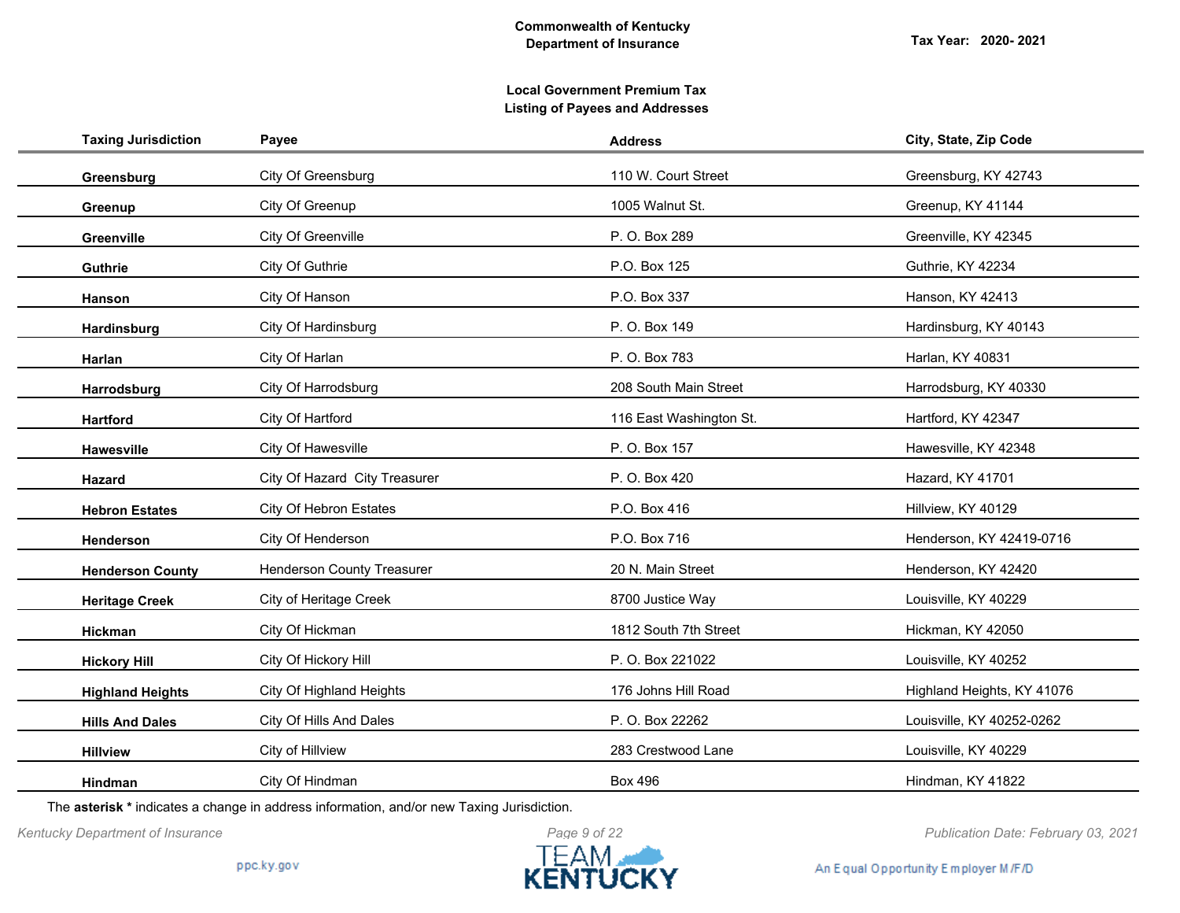**Commonwealth of Kentucky**
**Department of Insurance**

**Tax Year: 2020- 2021**

**Local Government Premium Tax**
**Listing of Payees and Addresses**

| Taxing Jurisdiction | Payee | Address | City, State, Zip Code |
|---|---|---|---|
| **Greensburg** | City Of Greensburg | 110 W. Court Street | Greensburg, KY 42743 |
| **Greenup** | City Of Greenup | 1005 Walnut St. | Greenup, KY 41144 |
| **Greenville** | City Of Greenville | P. O. Box 289 | Greenville, KY 42345 |
| **Guthrie** | City Of Guthrie | P.O. Box 125 | Guthrie, KY 42234 |
| **Hanson** | City Of Hanson | P.O. Box 337 | Hanson, KY 42413 |
| **Hardinsburg** | City Of Hardinsburg | P. O. Box 149 | Hardinsburg, KY 40143 |
| **Harlan** | City Of Harlan | P. O. Box 783 | Harlan, KY 40831 |
| **Harrodsburg** | City Of Harrodsburg | 208 South Main Street | Harrodsburg, KY 40330 |
| **Hartford** | City Of Hartford | 116 East Washington St. | Hartford, KY 42347 |
| **Hawesville** | City Of Hawesville | P. O. Box 157 | Hawesville, KY 42348 |
| **Hazard** | City Of Hazard City Treasurer | P. O. Box 420 | Hazard, KY 41701 |
| **Hebron Estates** | City Of Hebron Estates | P.O. Box 416 | Hillview, KY 40129 |
| **Henderson** | City Of Henderson | P.O. Box 716 | Henderson, KY 42419-0716 |
| **Henderson County** | Henderson County Treasurer | 20 N. Main Street | Henderson, KY 42420 |
| **Heritage Creek** | City of Heritage Creek | 8700 Justice Way | Louisville, KY 40229 |
| **Hickman** | City Of Hickman | 1812 South 7th Street | Hickman, KY 42050 |
| **Hickory Hill** | City Of Hickory Hill | P. O. Box 221022 | Louisville, KY 40252 |
| **Highland Heights** | City Of Highland Heights | 176 Johns Hill Road | Highland Heights, KY 41076 |
| **Hills And Dales** | City Of Hills And Dales | P. O. Box 22262 | Louisville, KY 40252-0262 |
| **Hillview** | City of Hillview | 283 Crestwood Lane | Louisville, KY 40229 |
| **Hindman** | City Of Hindman | Box 496 | Hindman, KY 41822 |

The **asterisk *** indicates a change in address information, and/or new Taxing Jurisdiction.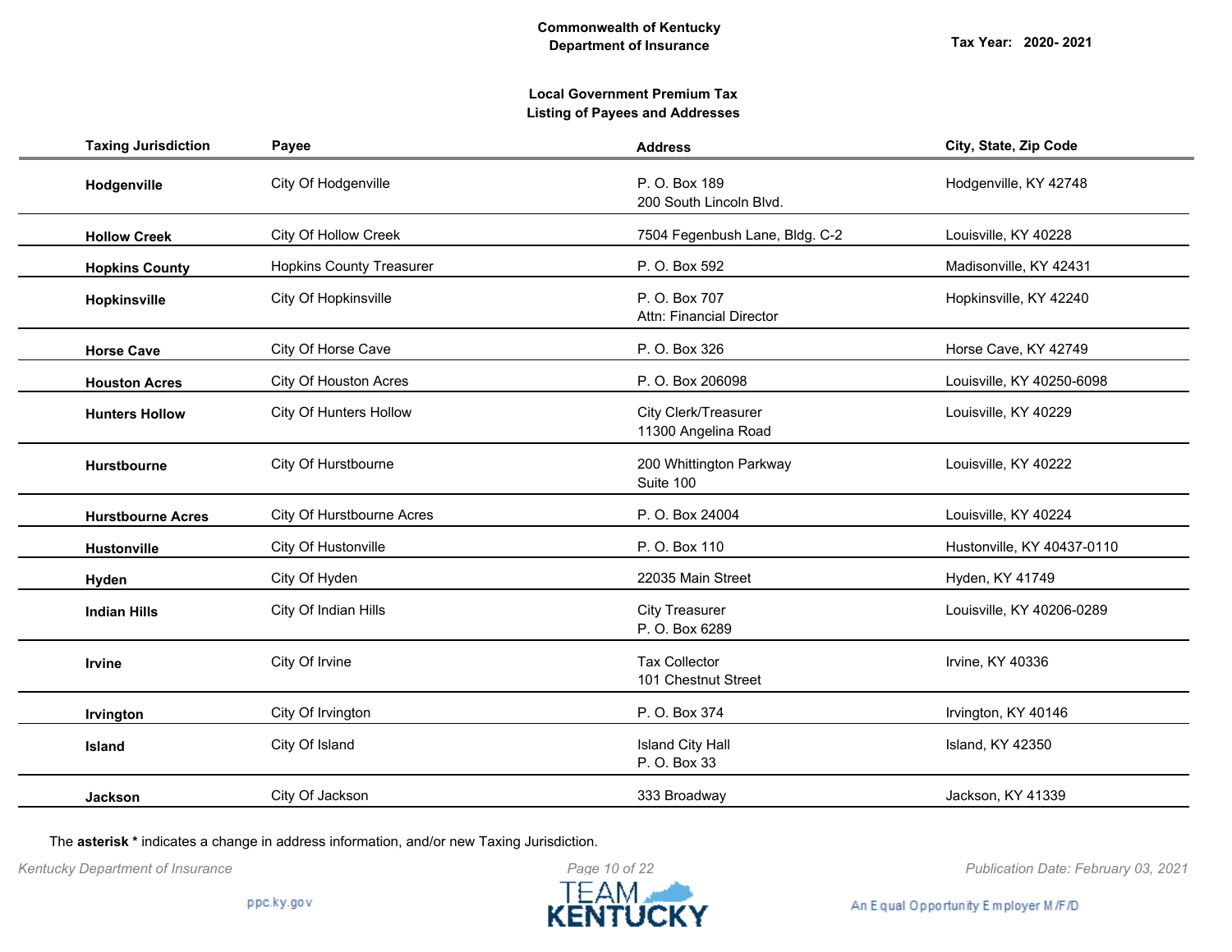**Commonwealth of Kentucky**
**Department of Insurance**

**Tax Year: 2020- 2021**

**Local Government Premium Tax**
**Listing of Payees and Addresses**

| Taxing Jurisdiction | Payee | Address | City, State, Zip Code |
|---|---|---|---|
| **Hodgenville** | City Of Hodgenville | P. O. Box 189<br>200 South Lincoln Blvd. | Hodgenville, KY 42748 |
| **Hollow Creek** | City Of Hollow Creek | 7504 Fegenbush Lane, Bldg. C-2 | Louisville, KY 40228 |
| **Hopkins County** | Hopkins County Treasurer | P. O. Box 592 | Madisonville, KY 42431 |
| **Hopkinsville** | City Of Hopkinsville | P. O. Box 707<br>Attn: Financial Director | Hopkinsville, KY 42240 |
| **Horse Cave** | City Of Horse Cave | P. O. Box 326 | Horse Cave, KY 42749 |
| **Houston Acres** | City Of Houston Acres | P. O. Box 206098 | Louisville, KY 40250-6098 |
| **Hunters Hollow** | City Of Hunters Hollow | City Clerk/Treasurer<br>11300 Angelina Road | Louisville, KY 40229 |
| **Hurstbourne** | City Of Hurstbourne | 200 Whittington Parkway<br>Suite 100 | Louisville, KY 40222 |
| **Hurstbourne Acres** | City Of Hurstbourne Acres | P. O. Box 24004 | Louisville, KY 40224 |
| **Hustonville** | City Of Hustonville | P. O. Box 110 | Hustonville, KY 40437-0110 |
| **Hyden** | City Of Hyden | 22035 Main Street | Hyden, KY 41749 |
| **Indian Hills** | City Of Indian Hills | City Treasurer<br>P. O. Box 6289 | Louisville, KY 40206-0289 |
| **Irvine** | City Of Irvine | Tax Collector<br>101 Chestnut Street | Irvine, KY 40336 |
| **Irvington** | City Of Irvington | P. O. Box 374 | Irvington, KY 40146 |
| **Island** | City Of Island | Island City Hall<br>P. O. Box 33 | Island, KY 42350 |
| **Jackson** | City Of Jackson | 333 Broadway | Jackson, KY 41339 |

The **asterisk *** indicates a change in address information, and/or new Taxing Jurisdiction.

*Kentucky Department of Insurance* *Publication Date: February 03, 2021*

ppc.ky.gov

TEAM KENTUCKY

An Equal Opportunity Employer M/F/D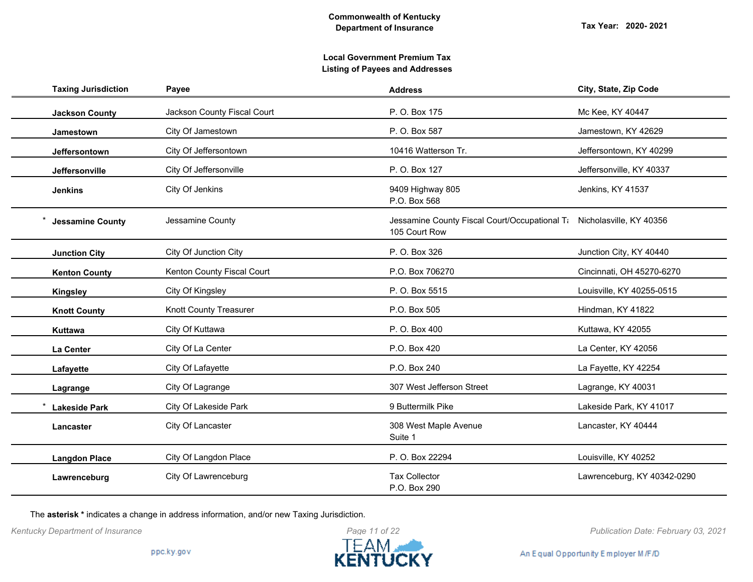Commonwealth of Kentucky
Department of Insurance

Tax Year: 2020- 2021

**Local Government Premium Tax**
**Listing of Payees and Addresses**

| Taxing Jurisdiction | Payee | Address | City, State, Zip Code |
|---|---|---|---|
| **Jackson County** | Jackson County Fiscal Court | P. O. Box 175 | Mc Kee, KY 40447 |
| **Jamestown** | City Of Jamestown | P. O. Box 587 | Jamestown, KY 42629 |
| **Jeffersontown** | City Of Jeffersontown | 10416 Watterson Tr. | Jeffersontown, KY 40299 |
| **Jeffersonville** | City Of Jeffersonville | P. O. Box 127 | Jeffersonville, KY 40337 |
| **Jenkins** | City Of Jenkins | 9409 Highway 805<br>P.O. Box 568 | Jenkins, KY 41537 |
| * **Jessamine County** | Jessamine County | Jessamine County Fiscal Court/Occupational Ta<br>105 Court Row | Nicholasville, KY 40356 |
| **Junction City** | City Of Junction City | P. O. Box 326 | Junction City, KY 40440 |
| **Kenton County** | Kenton County Fiscal Court | P.O. Box 706270 | Cincinnati, OH 45270-6270 |
| **Kingsley** | City Of Kingsley | P. O. Box 5515 | Louisville, KY 40255-0515 |
| **Knott County** | Knott County Treasurer | P.O. Box 505 | Hindman, KY 41822 |
| **Kuttawa** | City Of Kuttawa | P. O. Box 400 | Kuttawa, KY 42055 |
| **La Center** | City Of La Center | P.O. Box 420 | La Center, KY 42056 |
| **Lafayette** | City Of Lafayette | P.O. Box 240 | La Fayette, KY 42254 |
| **Lagrange** | City Of Lagrange | 307 West Jefferson Street | Lagrange, KY 40031 |
| * **Lakeside Park** | City Of Lakeside Park | 9 Buttermilk Pike | Lakeside Park, KY 41017 |
| **Lancaster** | City Of Lancaster | 308 West Maple Avenue<br>Suite 1 | Lancaster, KY 40444 |
| **Langdon Place** | City Of Langdon Place | P. O. Box 22294 | Louisville, KY 40252 |
| **Lawrenceburg** | City Of Lawrenceburg | Tax Collector<br>P.O. Box 290 | Lawrenceburg, KY 40342-0290 |

The **asterisk *** indicates a change in address information, and/or new Taxing Jurisdiction.

*Kentucky Department of Insurance*

*Publication Date: February 03, 2021*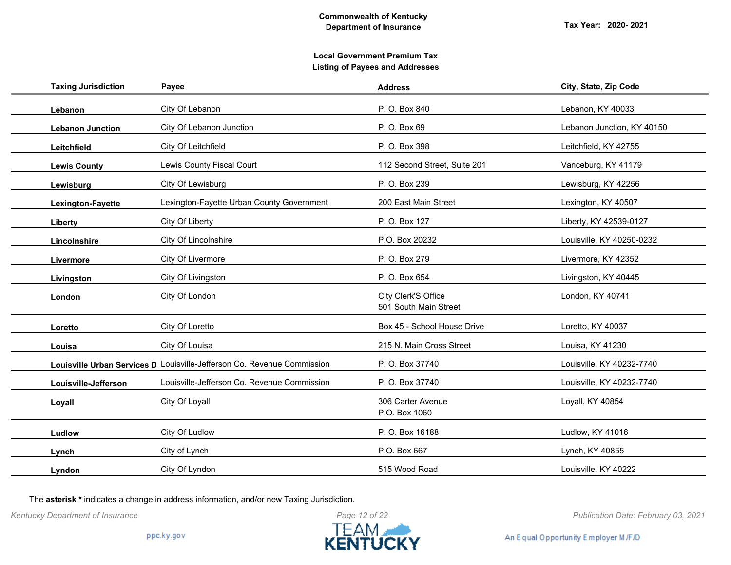**Commonwealth of Kentucky**
**Department of Insurance**

**Tax Year: 2020- 2021**

**Local Government Premium Tax**
**Listing of Payees and Addresses**

| Taxing Jurisdiction | Payee | Address | City, State, Zip Code |
| --- | --- | --- | --- |
| **Lebanon** | City Of Lebanon | P. O. Box 840 | Lebanon, KY 40033 |
| **Lebanon Junction** | City Of Lebanon Junction | P. O. Box 69 | Lebanon Junction, KY 40150 |
| **Leitchfield** | City Of Leitchfield | P. O. Box 398 | Leitchfield, KY 42755 |
| **Lewis County** | Lewis County Fiscal Court | 112 Second Street, Suite 201 | Vanceburg, KY 41179 |
| **Lewisburg** | City Of Lewisburg | P. O. Box 239 | Lewisburg, KY 42256 |
| **Lexington-Fayette** | Lexington-Fayette Urban County Government | 200 East Main Street | Lexington, KY 40507 |
| **Liberty** | City Of Liberty | P. O. Box 127 | Liberty, KY 42539-0127 |
| **Lincolnshire** | City Of Lincolnshire | P.O. Box 20232 | Louisville, KY 40250-0232 |
| **Livermore** | City Of Livermore | P. O. Box 279 | Livermore, KY 42352 |
| **Livingston** | City Of Livingston | P. O. Box 654 | Livingston, KY 40445 |
| **London** | City Of London | City Clerk'S Office<br>501 South Main Street | London, KY 40741 |
| **Loretto** | City Of Loretto | Box 45 - School House Drive | Loretto, KY 40037 |
| **Louisa** | City Of Louisa | 215 N. Main Cross Street | Louisa, KY 41230 |
| **Louisville Urban Services D** | Louisville-Jefferson Co. Revenue Commission | P. O. Box 37740 | Louisville, KY 40232-7740 |
| **Louisville-Jefferson** | Louisville-Jefferson Co. Revenue Commission | P. O. Box 37740 | Louisville, KY 40232-7740 |
| **Loyall** | City Of Loyall | 306 Carter Avenue<br>P.O. Box 1060 | Loyall, KY 40854 |
| **Ludlow** | City Of Ludlow | P. O. Box 16188 | Ludlow, KY 41016 |
| **Lynch** | City of Lynch | P.O. Box 667 | Lynch, KY 40855 |
| **Lyndon** | City Of Lyndon | 515 Wood Road | Louisville, KY 40222 |

The **asterisk *** indicates a change in address information, and/or new Taxing Jurisdiction.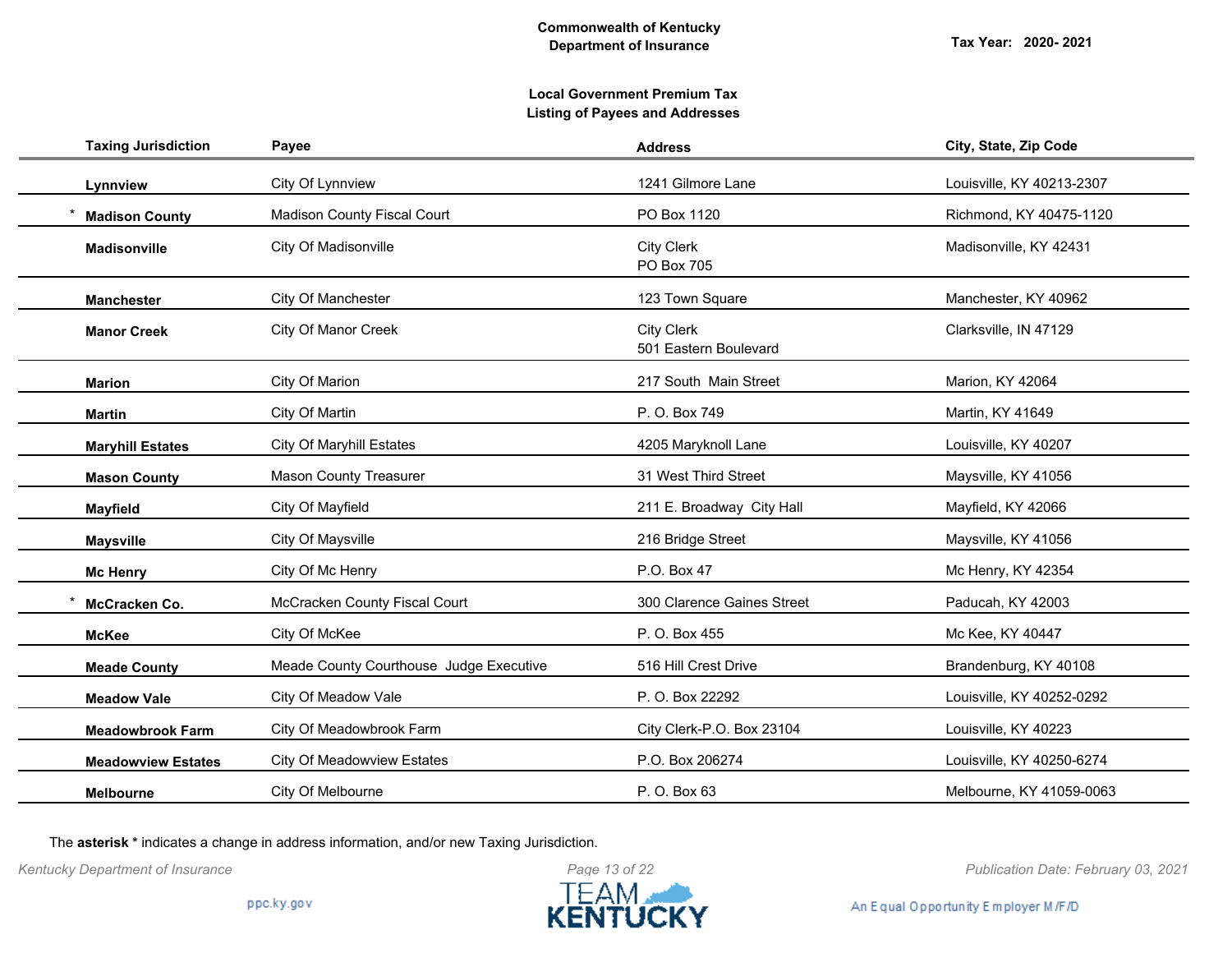**Commonwealth of Kentucky**
**Department of Insurance**

**Tax Year: 2020- 2021**

**Local Government Premium Tax**
**Listing of Payees and Addresses**

| Taxing Jurisdiction | Payee | Address | City, State, Zip Code |
|---|---|---|---|
| **Lynnview** | City Of Lynnview | 1241 Gilmore Lane | Louisville, KY 40213-2307 |
| * **Madison County** | Madison County Fiscal Court | PO Box 1120 | Richmond, KY 40475-1120 |
| **Madisonville** | City Of Madisonville | City Clerk<br>PO Box 705 | Madisonville, KY 42431 |
| **Manchester** | City Of Manchester | 123 Town Square | Manchester, KY 40962 |
| **Manor Creek** | City Of Manor Creek | City Clerk<br>501 Eastern Boulevard | Clarksville, IN 47129 |
| **Marion** | City Of Marion | 217 South Main Street | Marion, KY 42064 |
| **Martin** | City Of Martin | P. O. Box 749 | Martin, KY 41649 |
| **Maryhill Estates** | City Of Maryhill Estates | 4205 Maryknoll Lane | Louisville, KY 40207 |
| **Mason County** | Mason County Treasurer | 31 West Third Street | Maysville, KY 41056 |
| **Mayfield** | City Of Mayfield | 211 E. Broadway City Hall | Mayfield, KY 42066 |
| **Maysville** | City Of Maysville | 216 Bridge Street | Maysville, KY 41056 |
| **Mc Henry** | City Of Mc Henry | P.O. Box 47 | Mc Henry, KY 42354 |
| * **McCracken Co.** | McCracken County Fiscal Court | 300 Clarence Gaines Street | Paducah, KY 42003 |
| **McKee** | City Of McKee | P. O. Box 455 | Mc Kee, KY 40447 |
| **Meade County** | Meade County Courthouse Judge Executive | 516 Hill Crest Drive | Brandenburg, KY 40108 |
| **Meadow Vale** | City Of Meadow Vale | P. O. Box 22292 | Louisville, KY 40252-0292 |
| **Meadowbrook Farm** | City Of Meadowbrook Farm | City Clerk-P.O. Box 23104 | Louisville, KY 40223 |
| **Meadowview Estates** | City Of Meadowview Estates | P.O. Box 206274 | Louisville, KY 40250-6274 |
| **Melbourne** | City Of Melbourne | P. O. Box 63 | Melbourne, KY 41059-0063 |

The **asterisk *** indicates a change in address information, and/or new Taxing Jurisdiction.

*Kentucky Department of Insurance* *Publication Date: February 03, 2021*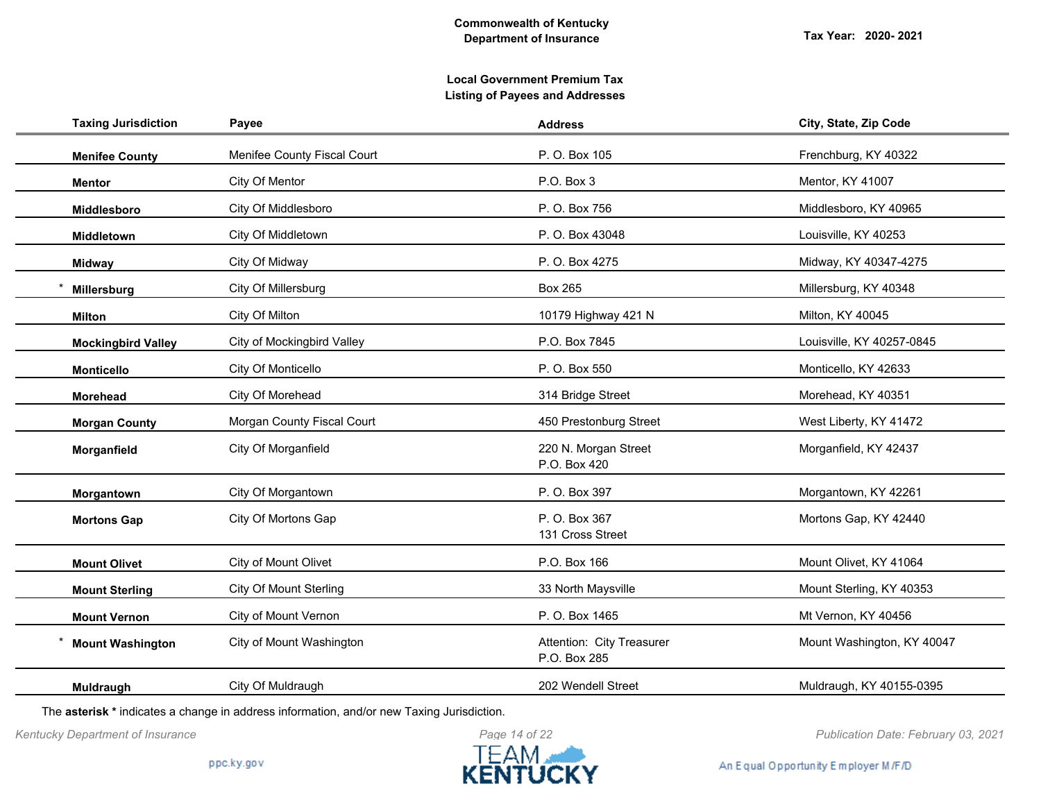**Commonwealth of Kentucky**
**Department of Insurance**

**Tax Year: 2020- 2021**

**Local Government Premium Tax**
**Listing of Payees and Addresses**

| | Taxing Jurisdiction | Payee | Address | City, State, Zip Code |
|---|---|---|---|---|
| | **Menifee County** | Menifee County Fiscal Court | P. O. Box 105 | Frenchburg, KY 40322 |
| | **Mentor** | City Of Mentor | P.O. Box 3 | Mentor, KY 41007 |
| | **Middlesboro** | City Of Middlesboro | P. O. Box 756 | Middlesboro, KY 40965 |
| | **Middletown** | City Of Middletown | P. O. Box 43048 | Louisville, KY 40253 |
| | **Midway** | City Of Midway | P. O. Box 4275 | Midway, KY 40347-4275 |
| * | **Millersburg** | City Of Millersburg | Box 265 | Millersburg, KY 40348 |
| | **Milton** | City Of Milton | 10179 Highway 421 N | Milton, KY 40045 |
| | **Mockingbird Valley** | City of Mockingbird Valley | P.O. Box 7845 | Louisville, KY 40257-0845 |
| | **Monticello** | City Of Monticello | P. O. Box 550 | Monticello, KY 42633 |
| | **Morehead** | City Of Morehead | 314 Bridge Street | Morehead, KY 40351 |
| | **Morgan County** | Morgan County Fiscal Court | 450 Prestonburg Street | West Liberty, KY 41472 |
| | **Morganfield** | City Of Morganfield | 220 N. Morgan Street<br>P.O. Box 420 | Morganfield, KY 42437 |
| | **Morgantown** | City Of Morgantown | P. O. Box 397 | Morgantown, KY 42261 |
| | **Mortons Gap** | City Of Mortons Gap | P. O. Box 367<br>131 Cross Street | Mortons Gap, KY 42440 |
| | **Mount Olivet** | City of Mount Olivet | P.O. Box 166 | Mount Olivet, KY 41064 |
| | **Mount Sterling** | City Of Mount Sterling | 33 North Maysville | Mount Sterling, KY 40353 |
| | **Mount Vernon** | City of Mount Vernon | P. O. Box 1465 | Mt Vernon, KY 40456 |
| * | **Mount Washington** | City of Mount Washington | Attention: City Treasurer<br>P.O. Box 285 | Mount Washington, KY 40047 |
| | **Muldraugh** | City Of Muldraugh | 202 Wendell Street | Muldraugh, KY 40155-0395 |

The **asterisk *** indicates a change in address information, and/or new Taxing Jurisdiction.

*Publication Date: February 03, 2021*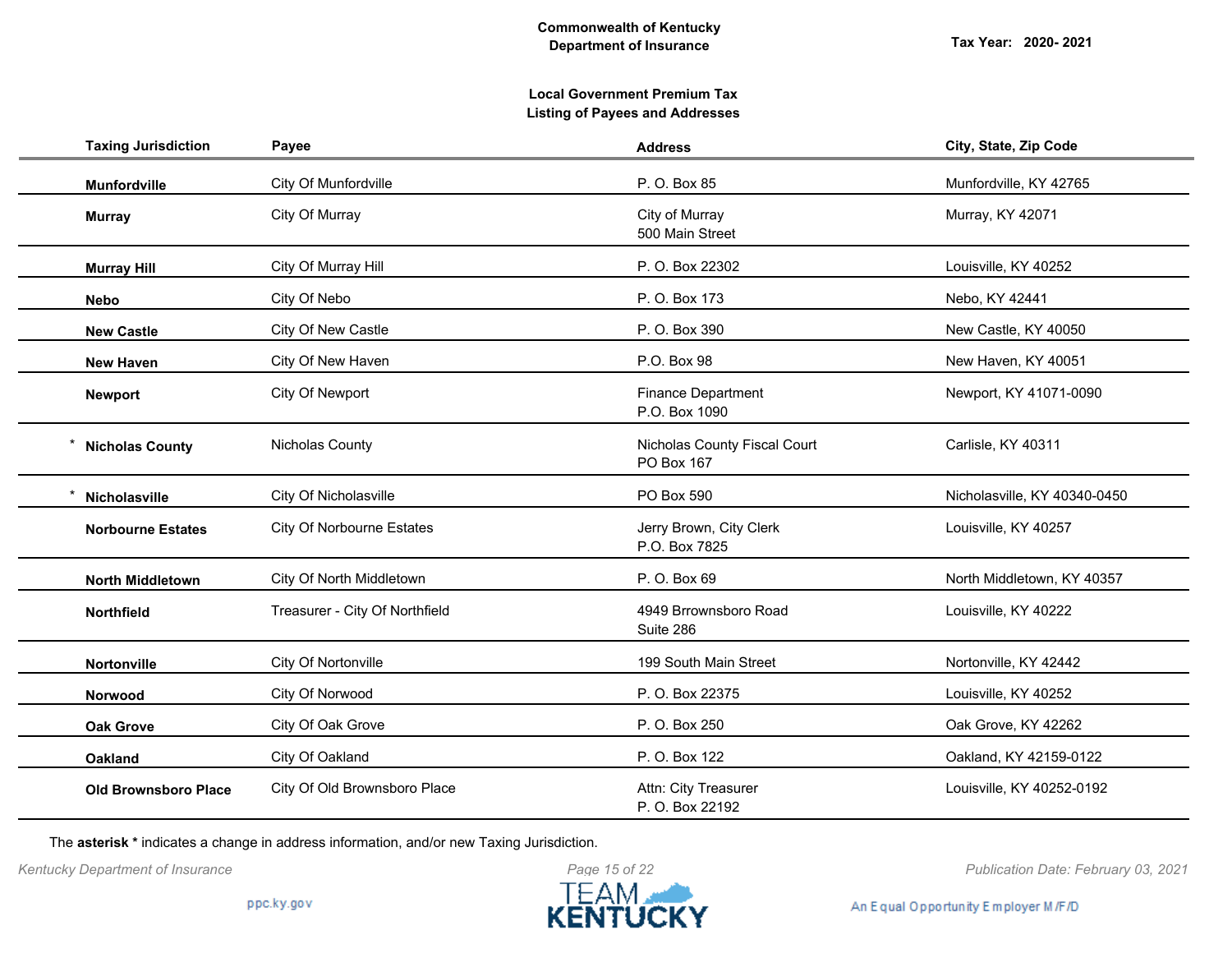**Commonwealth of Kentucky**
**Department of Insurance**

**Tax Year: 2020- 2021**

**Local Government Premium Tax**
**Listing of Payees and Addresses**

| Taxing Jurisdiction | Payee | Address | City, State, Zip Code |
|---|---|---|---|
| **Munfordville** | City Of Munfordville | P. O. Box 85 | Munfordville, KY 42765 |
| **Murray** | City Of Murray | City of Murray<br>500 Main Street | Murray, KY 42071 |
| **Murray Hill** | City Of Murray Hill | P. O. Box 22302 | Louisville, KY 40252 |
| **Nebo** | City Of Nebo | P. O. Box 173 | Nebo, KY 42441 |
| **New Castle** | City Of New Castle | P. O. Box 390 | New Castle, KY 40050 |
| **New Haven** | City Of New Haven | P.O. Box 98 | New Haven, KY 40051 |
| **Newport** | City Of Newport | Finance Department<br>P.O. Box 1090 | Newport, KY 41071-0090 |
| * **Nicholas County** | Nicholas County | Nicholas County Fiscal Court<br>PO Box 167 | Carlisle, KY 40311 |
| * **Nicholasville** | City Of Nicholasville | PO Box 590 | Nicholasville, KY 40340-0450 |
| **Norbourne Estates** | City Of Norbourne Estates | Jerry Brown, City Clerk<br>P.O. Box 7825 | Louisville, KY 40257 |
| **North Middletown** | City Of North Middletown | P. O. Box 69 | North Middletown, KY 40357 |
| **Northfield** | Treasurer - City Of Northfield | 4949 Brrownsboro Road<br>Suite 286 | Louisville, KY 40222 |
| **Nortonville** | City Of Nortonville | 199 South Main Street | Nortonville, KY 42442 |
| **Norwood** | City Of Norwood | P. O. Box 22375 | Louisville, KY 40252 |
| **Oak Grove** | City Of Oak Grove | P. O. Box 250 | Oak Grove, KY 42262 |
| **Oakland** | City Of Oakland | P. O. Box 122 | Oakland, KY 42159-0122 |
| **Old Brownsboro Place** | City Of Old Brownsboro Place | Attn: City Treasurer<br>P. O. Box 22192 | Louisville, KY 40252-0192 |

The **asterisk *** indicates a change in address information, and/or new Taxing Jurisdiction.

*Kentucky Department of Insurance*

*Publication Date: February 03, 2021*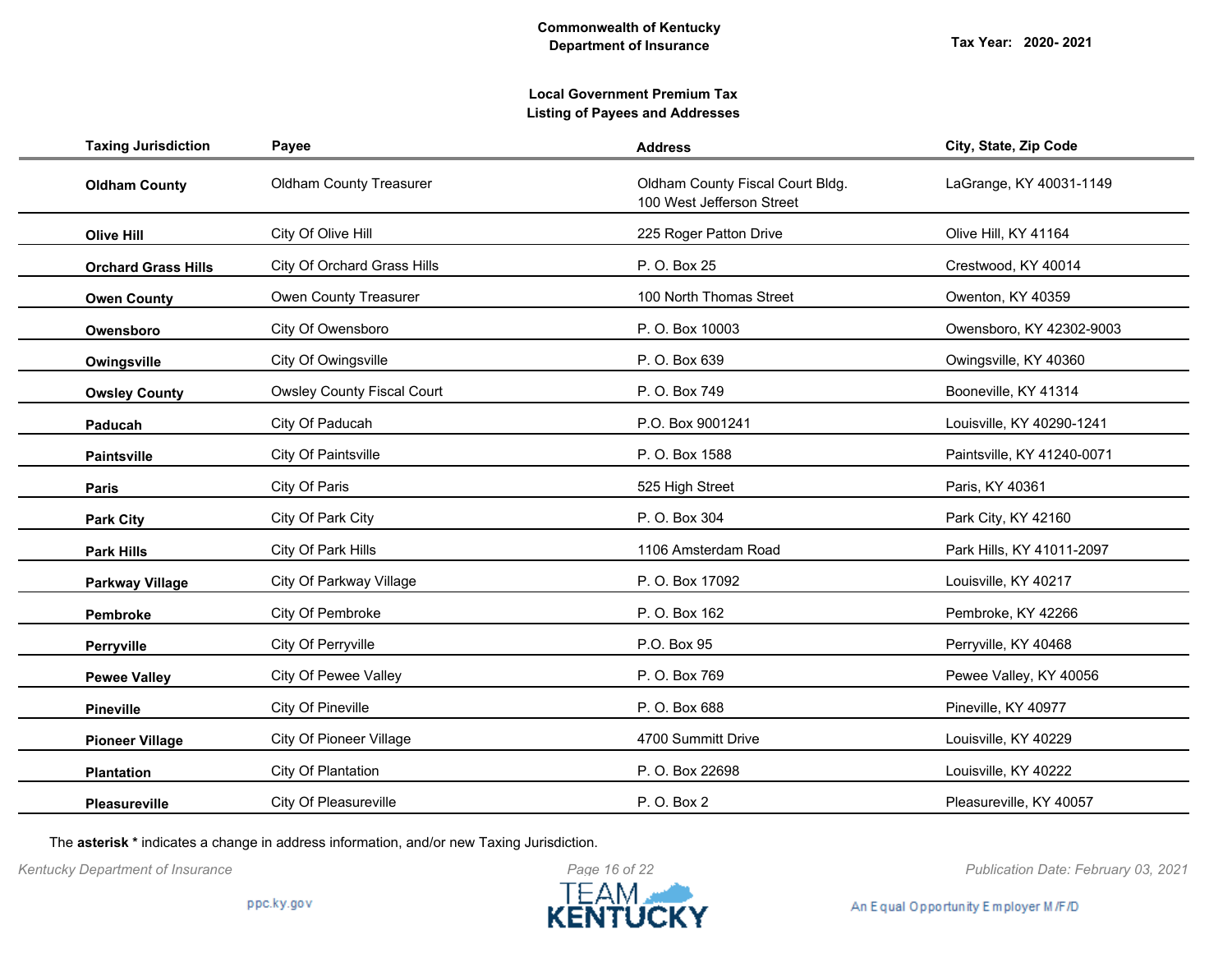**Commonwealth of Kentucky**
**Department of Insurance**

**Tax Year: 2020- 2021**

**Local Government Premium Tax**
**Listing of Payees and Addresses**

| Taxing Jurisdiction | Payee | Address | City, State, Zip Code |
|---|---|---|---|
| **Oldham County** | Oldham County Treasurer | Oldham County Fiscal Court Bldg. 100 West Jefferson Street | LaGrange, KY 40031-1149 |
| **Olive Hill** | City Of Olive Hill | 225 Roger Patton Drive | Olive Hill, KY 41164 |
| **Orchard Grass Hills** | City Of Orchard Grass Hills | P. O. Box 25 | Crestwood, KY 40014 |
| **Owen County** | Owen County Treasurer | 100 North Thomas Street | Owenton, KY 40359 |
| **Owensboro** | City Of Owensboro | P. O. Box 10003 | Owensboro, KY 42302-9003 |
| **Owingsville** | City Of Owingsville | P. O. Box 639 | Owingsville, KY 40360 |
| **Owsley County** | Owsley County Fiscal Court | P. O. Box 749 | Booneville, KY 41314 |
| **Paducah** | City Of Paducah | P.O. Box 9001241 | Louisville, KY 40290-1241 |
| **Paintsville** | City Of Paintsville | P. O. Box 1588 | Paintsville, KY 41240-0071 |
| **Paris** | City Of Paris | 525 High Street | Paris, KY 40361 |
| **Park City** | City Of Park City | P. O. Box 304 | Park City, KY 42160 |
| **Park Hills** | City Of Park Hills | 1106 Amsterdam Road | Park Hills, KY 41011-2097 |
| **Parkway Village** | City Of Parkway Village | P. O. Box 17092 | Louisville, KY 40217 |
| **Pembroke** | City Of Pembroke | P. O. Box 162 | Pembroke, KY 42266 |
| **Perryville** | City Of Perryville | P.O. Box 95 | Perryville, KY 40468 |
| **Pewee Valley** | City Of Pewee Valley | P. O. Box 769 | Pewee Valley, KY 40056 |
| **Pineville** | City Of Pineville | P. O. Box 688 | Pineville, KY 40977 |
| **Pioneer Village** | City Of Pioneer Village | 4700 Summitt Drive | Louisville, KY 40229 |
| **Plantation** | City Of Plantation | P. O. Box 22698 | Louisville, KY 40222 |
| **Pleasureville** | City Of Pleasureville | P. O. Box 2 | Pleasureville, KY 40057 |

The **asterisk *** indicates a change in address information, and/or new Taxing Jurisdiction.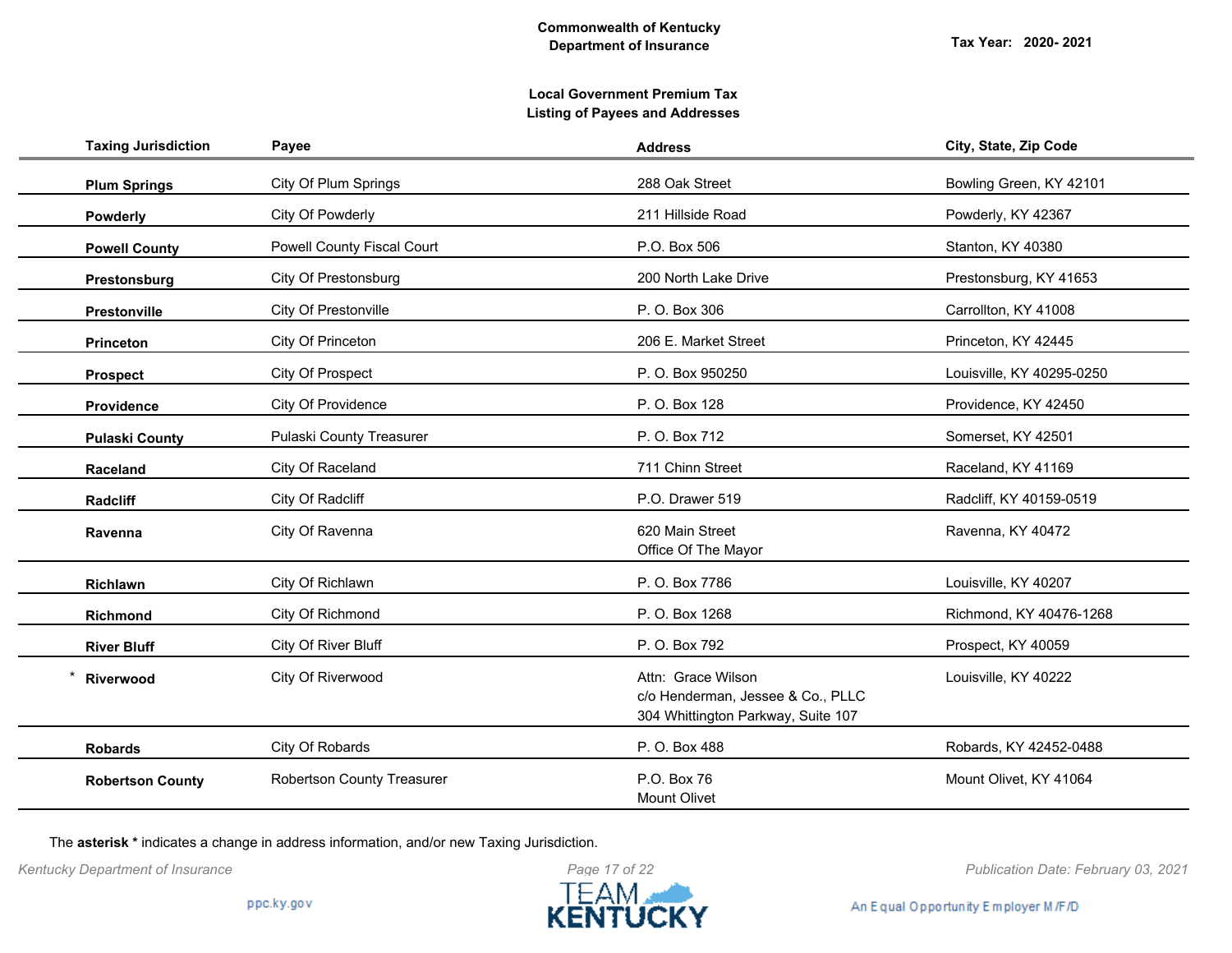**Commonwealth of Kentucky**
**Department of Insurance**

**Tax Year: 2020- 2021**

**Local Government Premium Tax**
**Listing of Payees and Addresses**

| Taxing Jurisdiction | Payee | Address | City, State, Zip Code |
|---|---|---|---|
| **Plum Springs** | City Of Plum Springs | 288 Oak Street | Bowling Green, KY 42101 |
| **Powderly** | City Of Powderly | 211 Hillside Road | Powderly, KY 42367 |
| **Powell County** | Powell County Fiscal Court | P.O. Box 506 | Stanton, KY 40380 |
| **Prestonsburg** | City Of Prestonsburg | 200 North Lake Drive | Prestonsburg, KY 41653 |
| **Prestonville** | City Of Prestonville | P. O. Box 306 | Carrollton, KY 41008 |
| **Princeton** | City Of Princeton | 206 E. Market Street | Princeton, KY 42445 |
| **Prospect** | City Of Prospect | P. O. Box 950250 | Louisville, KY 40295-0250 |
| **Providence** | City Of Providence | P. O. Box 128 | Providence, KY 42450 |
| **Pulaski County** | Pulaski County Treasurer | P. O. Box 712 | Somerset, KY 42501 |
| **Raceland** | City Of Raceland | 711 Chinn Street | Raceland, KY 41169 |
| **Radcliff** | City Of Radcliff | P.O. Drawer 519 | Radcliff, KY 40159-0519 |
| **Ravenna** | City Of Ravenna | 620 Main Street<br>Office Of The Mayor | Ravenna, KY 40472 |
| **Richlawn** | City Of Richlawn | P. O. Box 7786 | Louisville, KY 40207 |
| **Richmond** | City Of Richmond | P. O. Box 1268 | Richmond, KY 40476-1268 |
| **River Bluff** | City Of River Bluff | P. O. Box 792 | Prospect, KY 40059 |
| * **Riverwood** | City Of Riverwood | Attn: Grace Wilson<br>c/o Henderman, Jessee & Co., PLLC<br>304 Whittington Parkway, Suite 107 | Louisville, KY 40222 |
| **Robards** | City Of Robards | P. O. Box 488 | Robards, KY 42452-0488 |
| **Robertson County** | Robertson County Treasurer | P.O. Box 76<br>Mount Olivet | Mount Olivet, KY 41064 |

The **asterisk *** indicates a change in address information, and/or new Taxing Jurisdiction.

*Kentucky Department of Insurance*

*Publication Date: February 03, 2021*

ppc.ky.gov

An Equal Opportunity Employer M/F/D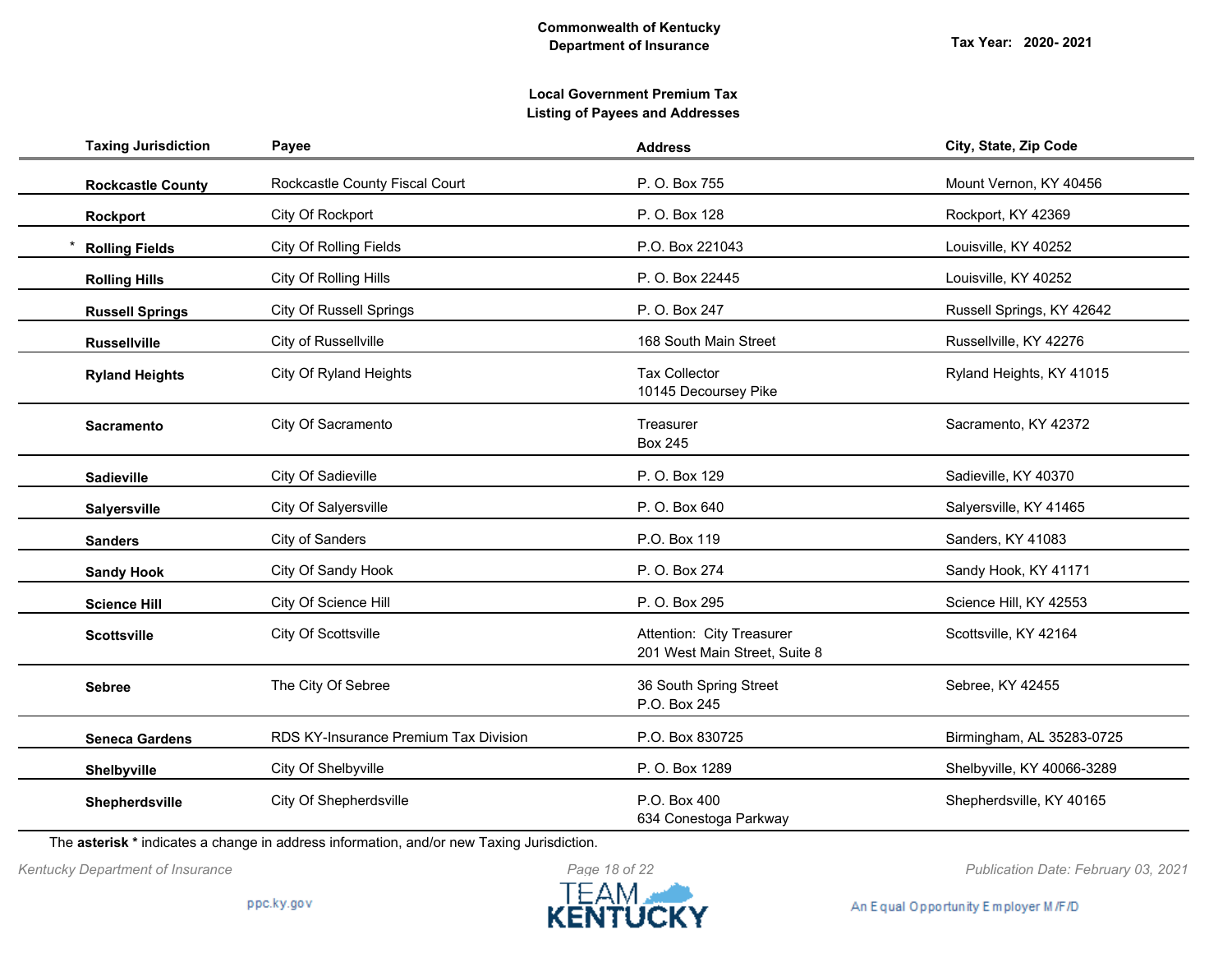**Commonwealth of Kentucky**
**Department of Insurance**

**Tax Year: 2020- 2021**

**Local Government Premium Tax**
**Listing of Payees and Addresses**

| Taxing Jurisdiction | Payee | Address | City, State, Zip Code |
|---|---|---|---|
| **Rockcastle County** | Rockcastle County Fiscal Court | P. O. Box 755 | Mount Vernon, KY 40456 |
| **Rockport** | City Of Rockport | P. O. Box 128 | Rockport, KY 42369 |
| * **Rolling Fields** | City Of Rolling Fields | P.O. Box 221043 | Louisville, KY 40252 |
| **Rolling Hills** | City Of Rolling Hills | P. O. Box 22445 | Louisville, KY 40252 |
| **Russell Springs** | City Of Russell Springs | P. O. Box 247 | Russell Springs, KY 42642 |
| **Russellville** | City of Russellville | 168 South Main Street | Russellville, KY 42276 |
| **Ryland Heights** | City Of Ryland Heights | Tax Collector<br>10145 Decoursey Pike | Ryland Heights, KY 41015 |
| **Sacramento** | City Of Sacramento | Treasurer<br>Box 245 | Sacramento, KY 42372 |
| **Sadieville** | City Of Sadieville | P. O. Box 129 | Sadieville, KY 40370 |
| **Salyersville** | City Of Salyersville | P. O. Box 640 | Salyersville, KY 41465 |
| **Sanders** | City of Sanders | P.O. Box 119 | Sanders, KY 41083 |
| **Sandy Hook** | City Of Sandy Hook | P. O. Box 274 | Sandy Hook, KY 41171 |
| **Science Hill** | City Of Science Hill | P. O. Box 295 | Science Hill, KY 42553 |
| **Scottsville** | City Of Scottsville | Attention: City Treasurer<br>201 West Main Street, Suite 8 | Scottsville, KY 42164 |
| **Sebree** | The City Of Sebree | 36 South Spring Street<br>P.O. Box 245 | Sebree, KY 42455 |
| **Seneca Gardens** | RDS KY-Insurance Premium Tax Division | P.O. Box 830725 | Birmingham, AL 35283-0725 |
| **Shelbyville** | City Of Shelbyville | P. O. Box 1289 | Shelbyville, KY 40066-3289 |
| **Shepherdsville** | City Of Shepherdsville | P.O. Box 400<br>634 Conestoga Parkway | Shepherdsville, KY 40165 |

The **asterisk *** indicates a change in address information, and/or new Taxing Jurisdiction.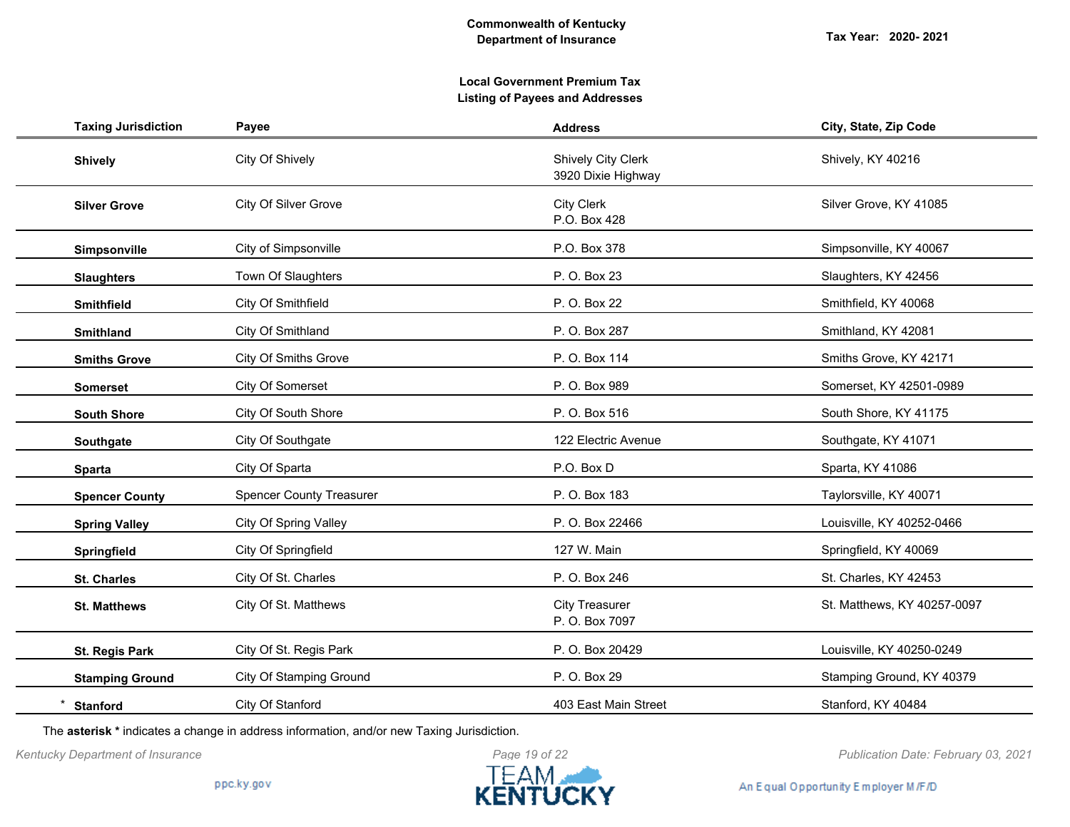**Commonwealth of Kentucky**
**Department of Insurance**

**Tax Year: 2020- 2021**

**Local Government Premium Tax**
**Listing of Payees and Addresses**

| Taxing Jurisdiction | Payee | Address | City, State, Zip Code |
|---|---|---|---|
| **Shively** | City Of Shively | Shively City Clerk<br>3920 Dixie Highway | Shively, KY 40216 |
| **Silver Grove** | City Of Silver Grove | City Clerk<br>P.O. Box 428 | Silver Grove, KY 41085 |
| **Simpsonville** | City of Simpsonville | P.O. Box 378 | Simpsonville, KY 40067 |
| **Slaughters** | Town Of Slaughters | P. O. Box 23 | Slaughters, KY 42456 |
| **Smithfield** | City Of Smithfield | P. O. Box 22 | Smithfield, KY 40068 |
| **Smithland** | City Of Smithland | P. O. Box 287 | Smithland, KY 42081 |
| **Smiths Grove** | City Of Smiths Grove | P. O. Box 114 | Smiths Grove, KY 42171 |
| **Somerset** | City Of Somerset | P. O. Box 989 | Somerset, KY 42501-0989 |
| **South Shore** | City Of South Shore | P. O. Box 516 | South Shore, KY 41175 |
| **Southgate** | City Of Southgate | 122 Electric Avenue | Southgate, KY 41071 |
| **Sparta** | City Of Sparta | P.O. Box D | Sparta, KY 41086 |
| **Spencer County** | Spencer County Treasurer | P. O. Box 183 | Taylorsville, KY 40071 |
| **Spring Valley** | City Of Spring Valley | P. O. Box 22466 | Louisville, KY 40252-0466 |
| **Springfield** | City Of Springfield | 127 W. Main | Springfield, KY 40069 |
| **St. Charles** | City Of St. Charles | P. O. Box 246 | St. Charles, KY 42453 |
| **St. Matthews** | City Of St. Matthews | City Treasurer<br>P. O. Box 7097 | St. Matthews, KY 40257-0097 |
| **St. Regis Park** | City Of St. Regis Park | P. O. Box 20429 | Louisville, KY 40250-0249 |
| **Stamping Ground** | City Of Stamping Ground | P. O. Box 29 | Stamping Ground, KY 40379 |
| * **Stanford** | City Of Stanford | 403 East Main Street | Stanford, KY 40484 |

The **asterisk *** indicates a change in address information, and/or new Taxing Jurisdiction.

*Kentucky Department of Insurance*

*Publication Date: February 03, 2021*

ppc.ky.gov

TEAM KENTUCKY

An Equal Opportunity Employer M/F/D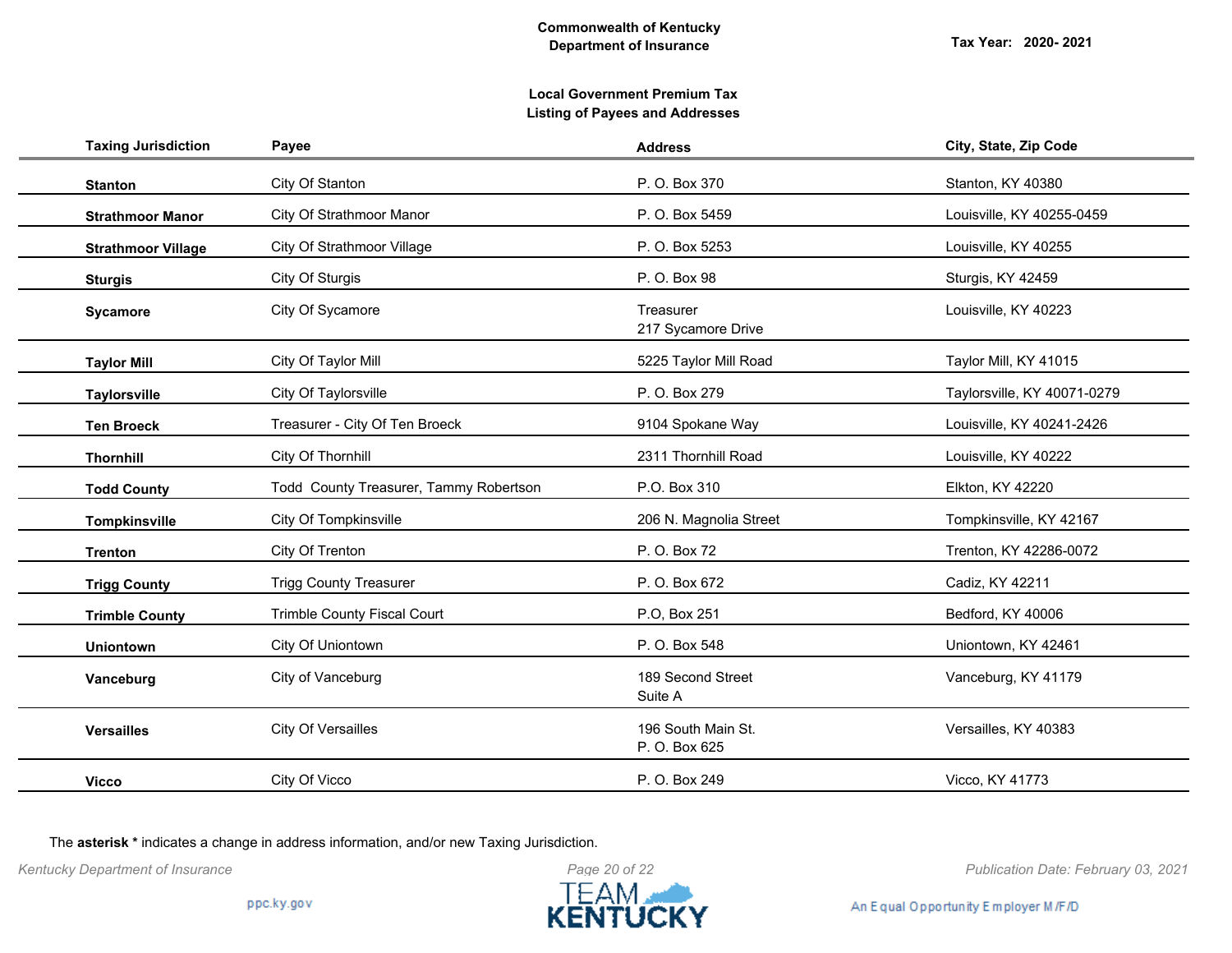**Commonwealth of Kentucky**
**Department of Insurance**

**Tax Year: 2020- 2021**

**Local Government Premium Tax**
**Listing of Payees and Addresses**

| Taxing Jurisdiction | Payee | Address | City, State, Zip Code |
|---|---|---|---|
| **Stanton** | City Of Stanton | P. O. Box 370 | Stanton, KY 40380 |
| **Strathmoor Manor** | City Of Strathmoor Manor | P. O. Box 5459 | Louisville, KY 40255-0459 |
| **Strathmoor Village** | City Of Strathmoor Village | P. O. Box 5253 | Louisville, KY 40255 |
| **Sturgis** | City Of Sturgis | P. O. Box 98 | Sturgis, KY 42459 |
| **Sycamore** | City Of Sycamore | Treasurer<br>217 Sycamore Drive | Louisville, KY 40223 |
| **Taylor Mill** | City Of Taylor Mill | 5225 Taylor Mill Road | Taylor Mill, KY 41015 |
| **Taylorsville** | City Of Taylorsville | P. O. Box 279 | Taylorsville, KY 40071-0279 |
| **Ten Broeck** | Treasurer - City Of Ten Broeck | 9104 Spokane Way | Louisville, KY 40241-2426 |
| **Thornhill** | City Of Thornhill | 2311 Thornhill Road | Louisville, KY 40222 |
| **Todd County** | Todd County Treasurer, Tammy Robertson | P.O. Box 310 | Elkton, KY 42220 |
| **Tompkinsville** | City Of Tompkinsville | 206 N. Magnolia Street | Tompkinsville, KY 42167 |
| **Trenton** | City Of Trenton | P. O. Box 72 | Trenton, KY 42286-0072 |
| **Trigg County** | Trigg County Treasurer | P. O. Box 672 | Cadiz, KY 42211 |
| **Trimble County** | Trimble County Fiscal Court | P.O, Box 251 | Bedford, KY 40006 |
| **Uniontown** | City Of Uniontown | P. O. Box 548 | Uniontown, KY 42461 |
| **Vanceburg** | City of Vanceburg | 189 Second Street<br>Suite A | Vanceburg, KY 41179 |
| **Versailles** | City Of Versailles | 196 South Main St.<br>P. O. Box 625 | Versailles, KY 40383 |
| **Vicco** | City Of Vicco | P. O. Box 249 | Vicco, KY 41773 |

The **asterisk *** indicates a change in address information, and/or new Taxing Jurisdiction.

*Kentucky Department of Insurance* *Publication Date: February 03, 2021*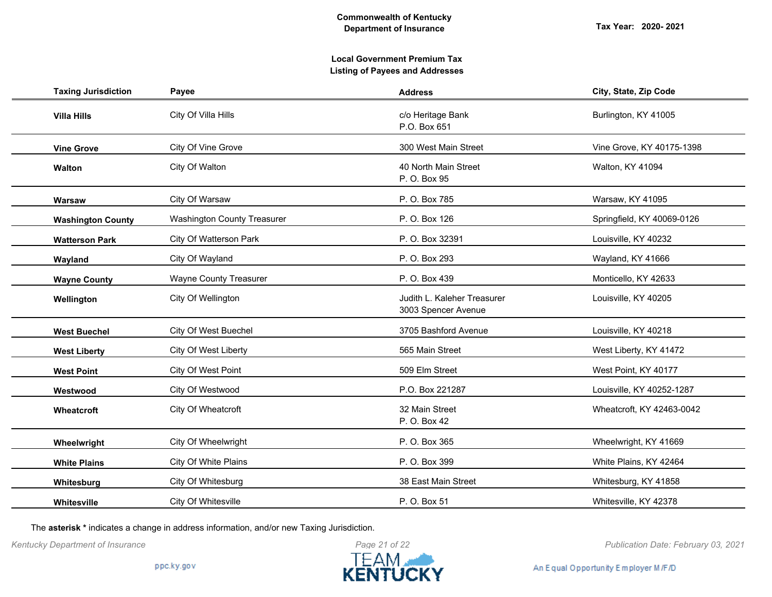Commonwealth of Kentucky
Department of Insurance

Tax Year: 2020- 2021

**Local Government Premium Tax**
**Listing of Payees and Addresses**

| Taxing Jurisdiction | Payee | Address | City, State, Zip Code |
|---|---|---|---|
| **Villa Hills** | City Of Villa Hills | c/o Heritage Bank<br>P.O. Box 651 | Burlington, KY 41005 |
| **Vine Grove** | City Of Vine Grove | 300 West Main Street | Vine Grove, KY 40175-1398 |
| **Walton** | City Of Walton | 40 North Main Street<br>P. O. Box 95 | Walton, KY 41094 |
| **Warsaw** | City Of Warsaw | P. O. Box 785 | Warsaw, KY 41095 |
| **Washington County** | Washington County Treasurer | P. O. Box 126 | Springfield, KY 40069-0126 |
| **Watterson Park** | City Of Watterson Park | P. O. Box 32391 | Louisville, KY 40232 |
| **Wayland** | City Of Wayland | P. O. Box 293 | Wayland, KY 41666 |
| **Wayne County** | Wayne County Treasurer | P. O. Box 439 | Monticello, KY 42633 |
| **Wellington** | City Of Wellington | Judith L. Kaleher Treasurer<br>3003 Spencer Avenue | Louisville, KY 40205 |
| **West Buechel** | City Of West Buechel | 3705 Bashford Avenue | Louisville, KY 40218 |
| **West Liberty** | City Of West Liberty | 565 Main Street | West Liberty, KY 41472 |
| **West Point** | City Of West Point | 509 Elm Street | West Point, KY 40177 |
| **Westwood** | City Of Westwood | P.O. Box 221287 | Louisville, KY 40252-1287 |
| **Wheatcroft** | City Of Wheatcroft | 32 Main Street<br>P. O. Box 42 | Wheatcroft, KY 42463-0042 |
| **Wheelwright** | City Of Wheelwright | P. O. Box 365 | Wheelwright, KY 41669 |
| **White Plains** | City Of White Plains | P. O. Box 399 | White Plains, KY 42464 |
| **Whitesburg** | City Of Whitesburg | 38 East Main Street | Whitesburg, KY 41858 |
| **Whitesville** | City Of Whitesville | P. O. Box 51 | Whitesville, KY 42378 |

The **asterisk *** indicates a change in address information, and/or new Taxing Jurisdiction.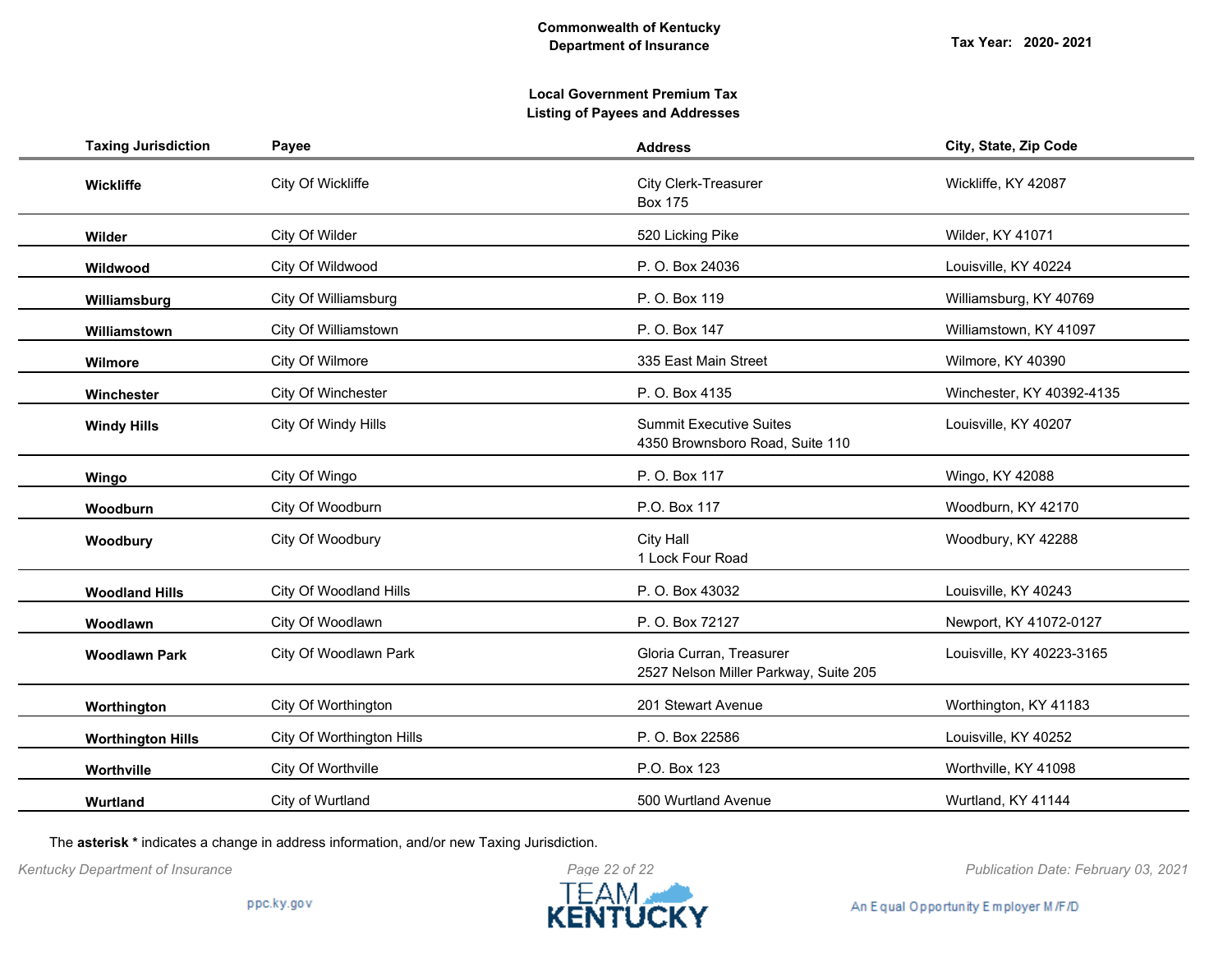**Commonwealth of Kentucky**
**Department of Insurance**

**Tax Year: 2020- 2021**

**Local Government Premium Tax**
**Listing of Payees and Addresses**

| Taxing Jurisdiction | Payee | Address | City, State, Zip Code |
|---|---|---|---|
| **Wickliffe** | City Of Wickliffe | City Clerk-Treasurer<br>Box 175 | Wickliffe, KY 42087 |
| **Wilder** | City Of Wilder | 520 Licking Pike | Wilder, KY 41071 |
| **Wildwood** | City Of Wildwood | P. O. Box 24036 | Louisville, KY 40224 |
| **Williamsburg** | City Of Williamsburg | P. O. Box 119 | Williamsburg, KY 40769 |
| **Williamstown** | City Of Williamstown | P. O. Box 147 | Williamstown, KY 41097 |
| **Wilmore** | City Of Wilmore | 335 East Main Street | Wilmore, KY 40390 |
| **Winchester** | City Of Winchester | P. O. Box 4135 | Winchester, KY 40392-4135 |
| **Windy Hills** | City Of Windy Hills | Summit Executive Suites<br>4350 Brownsboro Road, Suite 110 | Louisville, KY 40207 |
| **Wingo** | City Of Wingo | P. O. Box 117 | Wingo, KY 42088 |
| **Woodburn** | City Of Woodburn | P.O. Box 117 | Woodburn, KY 42170 |
| **Woodbury** | City Of Woodbury | City Hall<br>1 Lock Four Road | Woodbury, KY 42288 |
| **Woodland Hills** | City Of Woodland Hills | P. O. Box 43032 | Louisville, KY 40243 |
| **Woodlawn** | City Of Woodlawn | P. O. Box 72127 | Newport, KY 41072-0127 |
| **Woodlawn Park** | City Of Woodlawn Park | Gloria Curran, Treasurer<br>2527 Nelson Miller Parkway, Suite 205 | Louisville, KY 40223-3165 |
| **Worthington** | City Of Worthington | 201 Stewart Avenue | Worthington, KY 41183 |
| **Worthington Hills** | City Of Worthington Hills | P. O. Box 22586 | Louisville, KY 40252 |
| **Worthville** | City Of Worthville | P.O. Box 123 | Worthville, KY 41098 |
| **Wurtland** | City of Wurtland | 500 Wurtland Avenue | Wurtland, KY 41144 |

The **asterisk *** indicates a change in address information, and/or new Taxing Jurisdiction.

*Kentucky Department of Insurance*

*Publication Date: February 03, 2021*

ppc.ky.gov

An Equal Opportunity Employer M/F/D